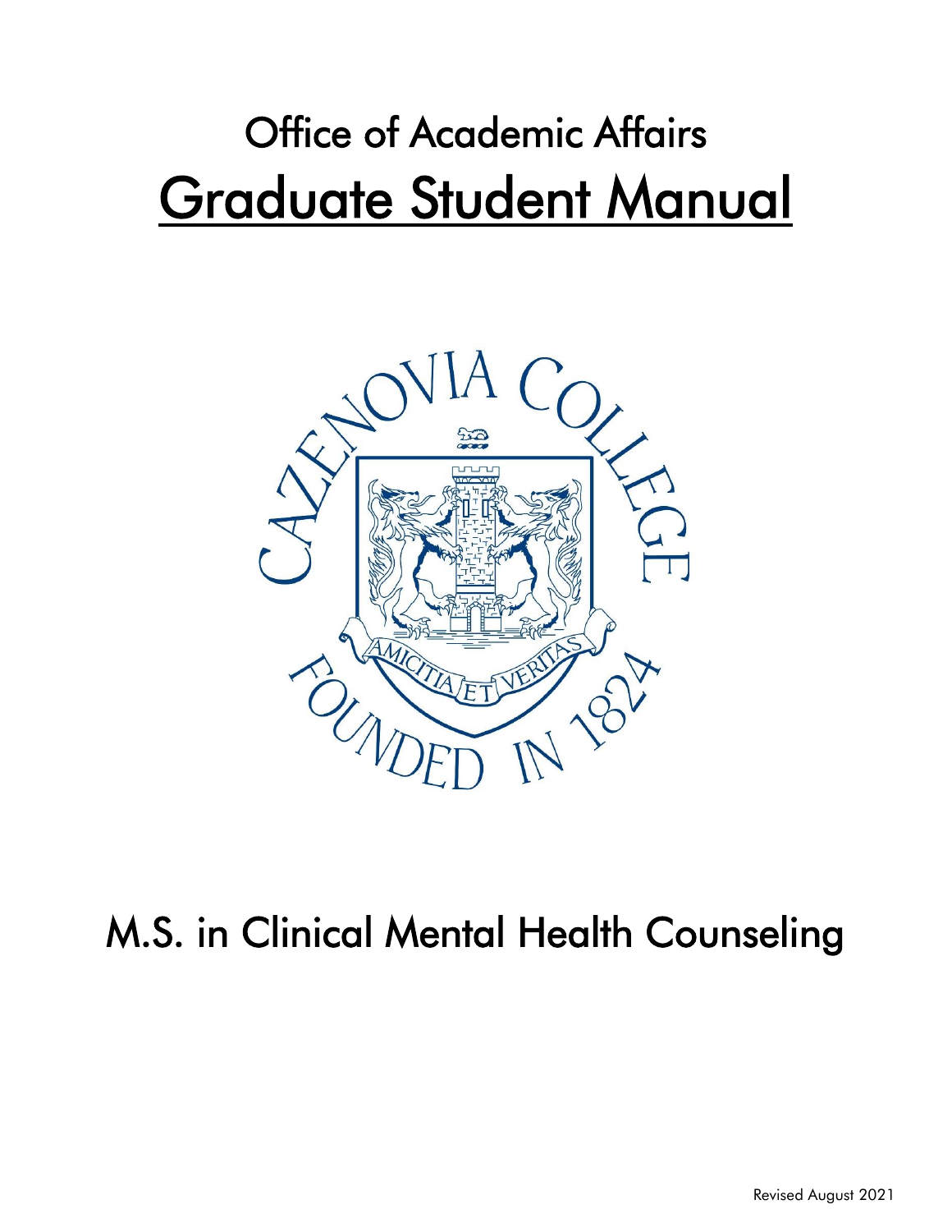# Office of Academic Affairs

# Graduate Student Manual

## M.S. in Clinical Mental Health Counseling

Revised August 2021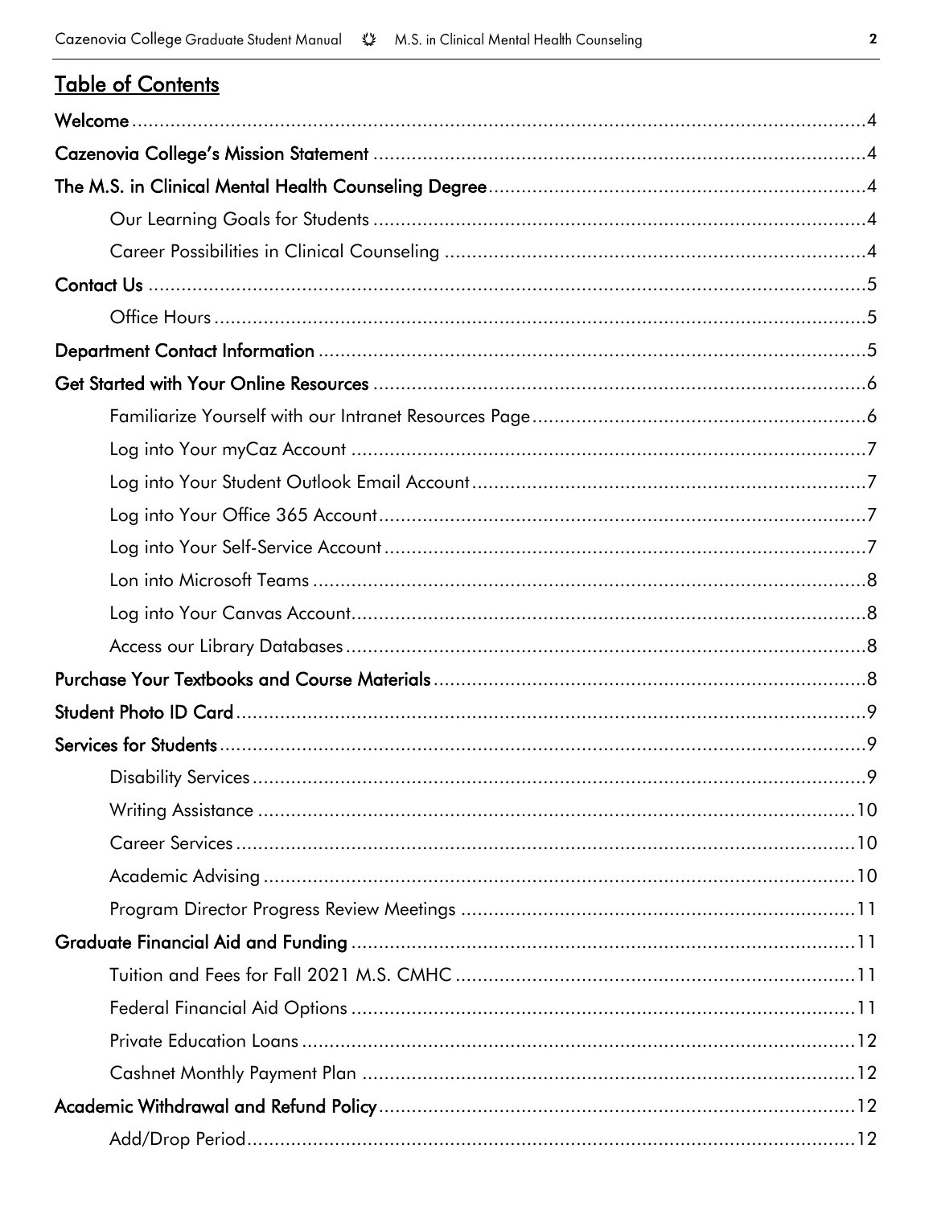## Table of Contents

- Welcome ........ 4
- Cazenovia College's Mission Statement ........ 4
- The M.S. in Clinical Mental Health Counseling Degree ........ 4
  - Our Learning Goals for Students ........ 4
  - Career Possibilities in Clinical Counseling ........ 4
- Contact Us ........ 5
  - Office Hours ........ 5
- Department Contact Information ........ 5
- Get Started with Your Online Resources ........ 6
  - Familiarize Yourself with our Intranet Resources Page ........ 6
  - Log into Your myCaz Account ........ 7
  - Log into Your Student Outlook Email Account ........ 7
  - Log into Your Office 365 Account ........ 7
  - Log into Your Self-Service Account ........ 7
  - Lon into Microsoft Teams ........ 8
  - Log into Your Canvas Account ........ 8
  - Access our Library Databases ........ 8
- Purchase Your Textbooks and Course Materials ........ 8
- Student Photo ID Card ........ 9
- Services for Students ........ 9
  - Disability Services ........ 9
  - Writing Assistance ........ 10
  - Career Services ........ 10
  - Academic Advising ........ 10
  - Program Director Progress Review Meetings ........ 11
- Graduate Financial Aid and Funding ........ 11
  - Tuition and Fees for Fall 2021 M.S. CMHC ........ 11
  - Federal Financial Aid Options ........ 11
  - Private Education Loans ........ 12
  - Cashnet Monthly Payment Plan ........ 12
- Academic Withdrawal and Refund Policy ........ 12
  - Add/Drop Period ........ 12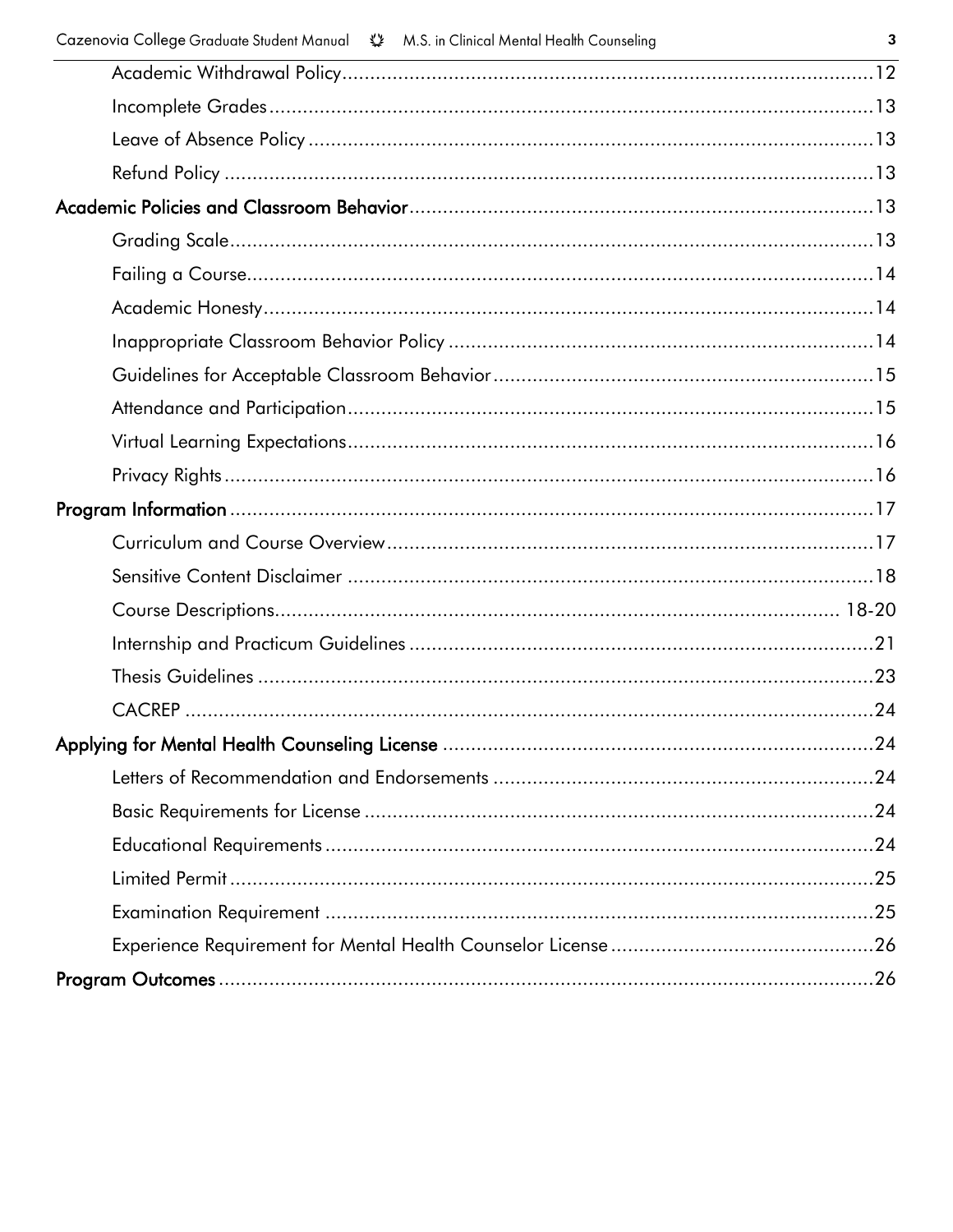- Academic Withdrawal Policy ..... 12
- Incomplete Grades ..... 13
- Leave of Absence Policy ..... 13
- Refund Policy ..... 13

Academic Policies and Classroom Behavior ..... 13

- Grading Scale ..... 13
- Failing a Course ..... 14
- Academic Honesty ..... 14
- Inappropriate Classroom Behavior Policy ..... 14
- Guidelines for Acceptable Classroom Behavior ..... 15
- Attendance and Participation ..... 15
- Virtual Learning Expectations ..... 16
- Privacy Rights ..... 16

Program Information ..... 17

- Curriculum and Course Overview ..... 17
- Sensitive Content Disclaimer ..... 18
- Course Descriptions ..... 18-20
- Internship and Practicum Guidelines ..... 21
- Thesis Guidelines ..... 23
- CACREP ..... 24

Applying for Mental Health Counseling License ..... 24

- Letters of Recommendation and Endorsements ..... 24
- Basic Requirements for License ..... 24
- Educational Requirements ..... 24
- Limited Permit ..... 25
- Examination Requirement ..... 25
- Experience Requirement for Mental Health Counselor License ..... 26

Program Outcomes ..... 26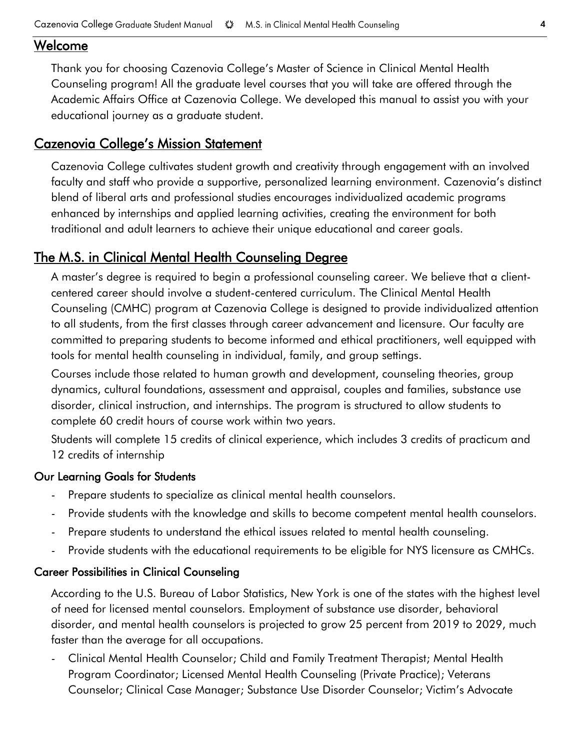## Welcome

Thank you for choosing Cazenovia College's Master of Science in Clinical Mental Health Counseling program! All the graduate level courses that you will take are offered through the Academic Affairs Office at Cazenovia College. We developed this manual to assist you with your educational journey as a graduate student.

## Cazenovia College's Mission Statement

Cazenovia College cultivates student growth and creativity through engagement with an involved faculty and staff who provide a supportive, personalized learning environment. Cazenovia's distinct blend of liberal arts and professional studies encourages individualized academic programs enhanced by internships and applied learning activities, creating the environment for both traditional and adult learners to achieve their unique educational and career goals.

## The M.S. in Clinical Mental Health Counseling Degree

A master's degree is required to begin a professional counseling career. We believe that a client-centered career should involve a student-centered curriculum. The Clinical Mental Health Counseling (CMHC) program at Cazenovia College is designed to provide individualized attention to all students, from the first classes through career advancement and licensure. Our faculty are committed to preparing students to become informed and ethical practitioners, well equipped with tools for mental health counseling in individual, family, and group settings.

Courses include those related to human growth and development, counseling theories, group dynamics, cultural foundations, assessment and appraisal, couples and families, substance use disorder, clinical instruction, and internships. The program is structured to allow students to complete 60 credit hours of course work within two years.

Students will complete 15 credits of clinical experience, which includes 3 credits of practicum and 12 credits of internship

### Our Learning Goals for Students

- Prepare students to specialize as clinical mental health counselors.
- Provide students with the knowledge and skills to become competent mental health counselors.
- Prepare students to understand the ethical issues related to mental health counseling.
- Provide students with the educational requirements to be eligible for NYS licensure as CMHCs.

### Career Possibilities in Clinical Counseling

According to the U.S. Bureau of Labor Statistics, New York is one of the states with the highest level of need for licensed mental counselors. Employment of substance use disorder, behavioral disorder, and mental health counselors is projected to grow 25 percent from 2019 to 2029, much faster than the average for all occupations.

- Clinical Mental Health Counselor; Child and Family Treatment Therapist; Mental Health Program Coordinator; Licensed Mental Health Counseling (Private Practice); Veterans Counselor; Clinical Case Manager; Substance Use Disorder Counselor; Victim's Advocate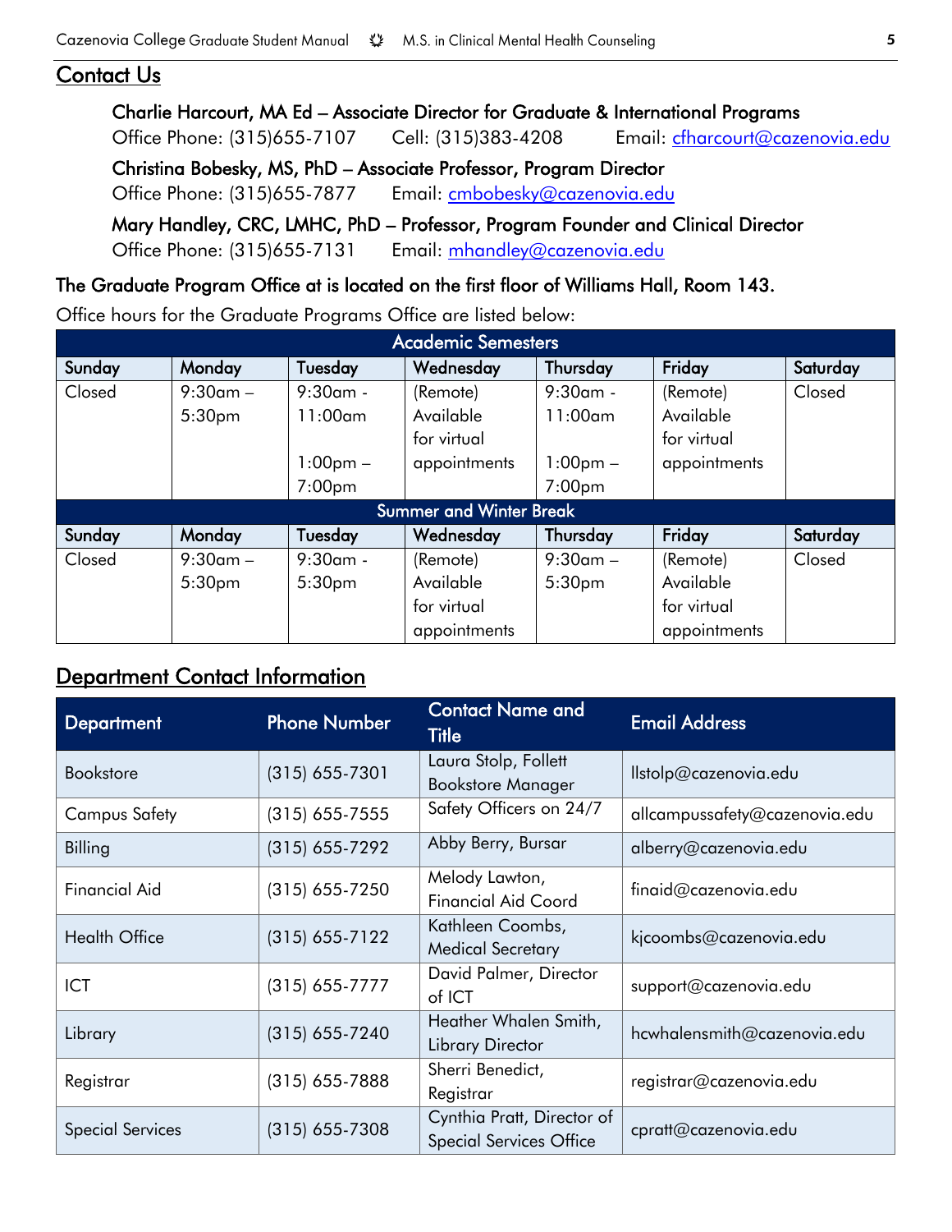## Contact Us

**Charlie Harcourt, MA Ed – Associate Director for Graduate & International Programs**
Office Phone: (315)655-7107  Cell: (315)383-4208  Email: cfharcourt@cazenovia.edu

**Christina Bobesky, MS, PhD – Associate Professor, Program Director**
Office Phone: (315)655-7877  Email: cmbobesky@cazenovia.edu

**Mary Handley, CRC, LMHC, PhD – Professor, Program Founder and Clinical Director**
Office Phone: (315)655-7131  Email: mhandley@cazenovia.edu

**The Graduate Program Office at is located on the first floor of Williams Hall, Room 143.**

Office hours for the Graduate Programs Office are listed below:

| Academic Semesters | | | | | | |
|---|---|---|---|---|---|---|
| **Sunday** | **Monday** | **Tuesday** | **Wednesday** | **Thursday** | **Friday** | **Saturday** |
| Closed | 9:30am – 5:30pm | 9:30am - 11:00am<br><br>1:00pm – 7:00pm | (Remote) Available for virtual appointments | 9:30am - 11:00am<br><br>1:00pm – 7:00pm | (Remote) Available for virtual appointments | Closed |
| **Summer and Winter Break** | | | | | | |
| **Sunday** | **Monday** | **Tuesday** | **Wednesday** | **Thursday** | **Friday** | **Saturday** |
| Closed | 9:30am – 5:30pm | 9:30am - 5:30pm | (Remote) Available for virtual appointments | 9:30am – 5:30pm | (Remote) Available for virtual appointments | Closed |

## Department Contact Information

| Department | Phone Number | Contact Name and Title | Email Address |
|---|---|---|---|
| Bookstore | (315) 655-7301 | Laura Stolp, Follett Bookstore Manager | llstolp@cazenovia.edu |
| Campus Safety | (315) 655-7555 | Safety Officers on 24/7 | allcampussafety@cazenovia.edu |
| Billing | (315) 655-7292 | Abby Berry, Bursar | alberry@cazenovia.edu |
| Financial Aid | (315) 655-7250 | Melody Lawton, Financial Aid Coord | finaid@cazenovia.edu |
| Health Office | (315) 655-7122 | Kathleen Coombs, Medical Secretary | kjcoombs@cazenovia.edu |
| ICT | (315) 655-7777 | David Palmer, Director of ICT | support@cazenovia.edu |
| Library | (315) 655-7240 | Heather Whalen Smith, Library Director | hcwhalensmith@cazenovia.edu |
| Registrar | (315) 655-7888 | Sherri Benedict, Registrar | registrar@cazenovia.edu |
| Special Services | (315) 655-7308 | Cynthia Pratt, Director of Special Services Office | cpratt@cazenovia.edu |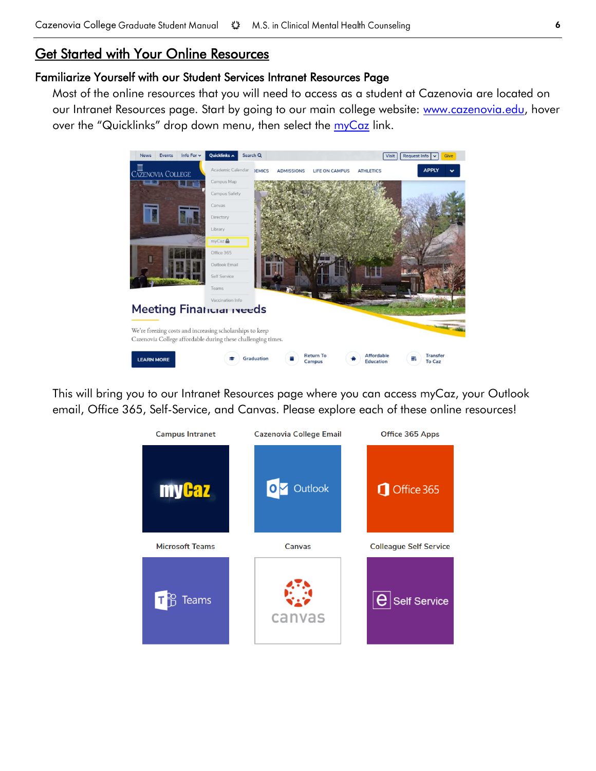# Get Started with Your Online Resources

## Familiarize Yourself with our Student Services Intranet Resources Page

Most of the online resources that you will need to access as a student at Cazenovia are located on our Intranet Resources page. Start by going to our main college website: www.cazenovia.edu, hover over the "Quicklinks" drop down menu, then select the myCaz link.

This will bring you to our Intranet Resources page where you can access myCaz, your Outlook email, Office 365, Self-Service, and Canvas. Please explore each of these online resources!

Campus Intranet | Cazenovia College Email | Office 365 Apps

Microsoft Teams | Canvas | Colleague Self Service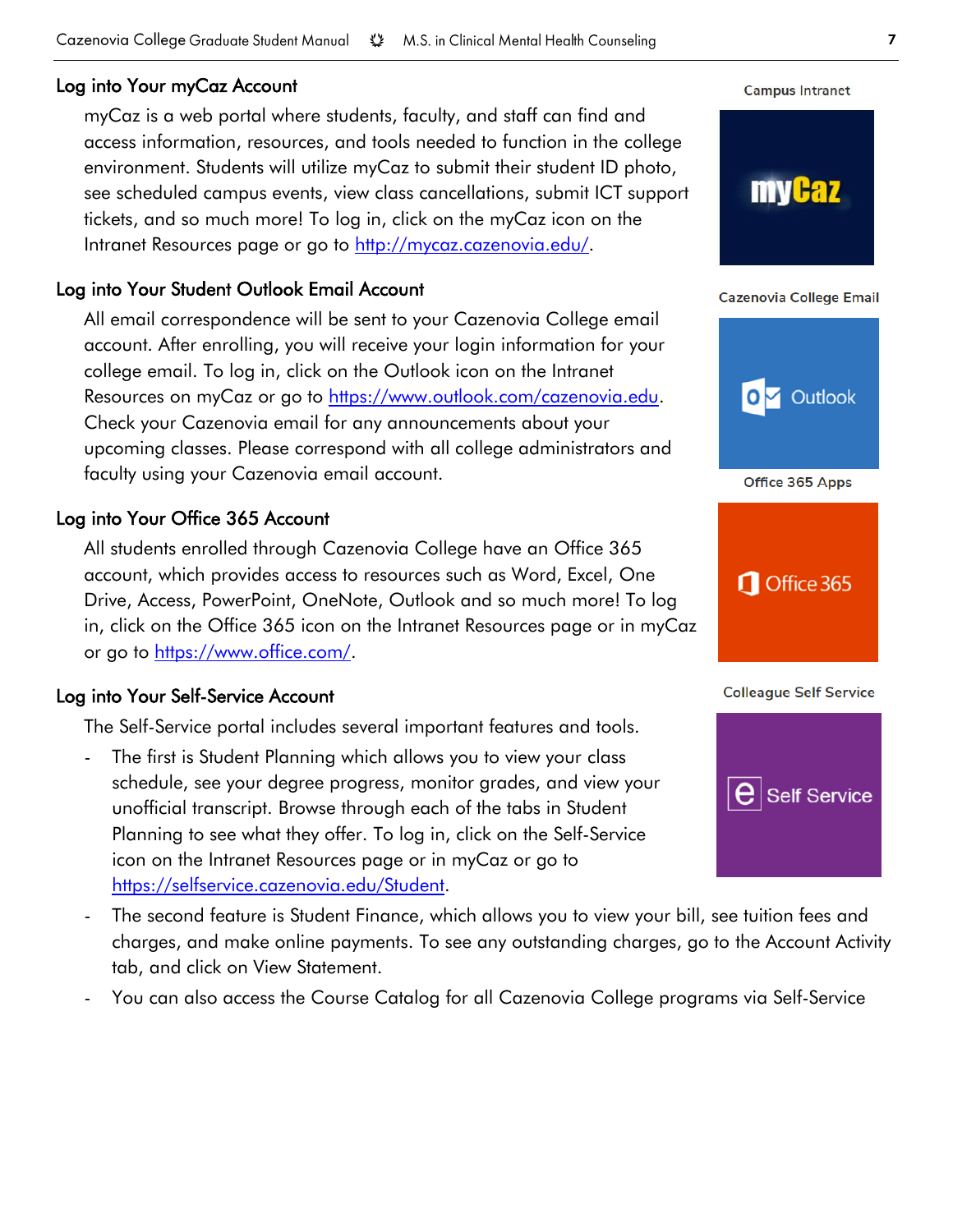## Log into Your myCaz Account

myCaz is a web portal where students, faculty, and staff can find and access information, resources, and tools needed to function in the college environment. Students will utilize myCaz to submit their student ID photo, see scheduled campus events, view class cancellations, submit ICT support tickets, and so much more! To log in, click on the myCaz icon on the Intranet Resources page or go to http://mycaz.cazenovia.edu/.

Campus Intranet

## Log into Your Student Outlook Email Account

All email correspondence will be sent to your Cazenovia College email account. After enrolling, you will receive your login information for your college email. To log in, click on the Outlook icon on the Intranet Resources on myCaz or go to https://www.outlook.com/cazenovia.edu. Check your Cazenovia email for any announcements about your upcoming classes. Please correspond with all college administrators and faculty using your Cazenovia email account.

Cazenovia College Email

## Log into Your Office 365 Account

All students enrolled through Cazenovia College have an Office 365 account, which provides access to resources such as Word, Excel, One Drive, Access, PowerPoint, OneNote, Outlook and so much more! To log in, click on the Office 365 icon on the Intranet Resources page or in myCaz or go to https://www.office.com/.

Office 365 Apps

## Log into Your Self-Service Account

The Self-Service portal includes several important features and tools.

- The first is Student Planning which allows you to view your class schedule, see your degree progress, monitor grades, and view your unofficial transcript. Browse through each of the tabs in Student Planning to see what they offer. To log in, click on the Self-Service icon on the Intranet Resources page or in myCaz or go to https://selfservice.cazenovia.edu/Student.
- The second feature is Student Finance, which allows you to view your bill, see tuition fees and charges, and make online payments. To see any outstanding charges, go to the Account Activity tab, and click on View Statement.
- You can also access the Course Catalog for all Cazenovia College programs via Self-Service

Colleague Self Service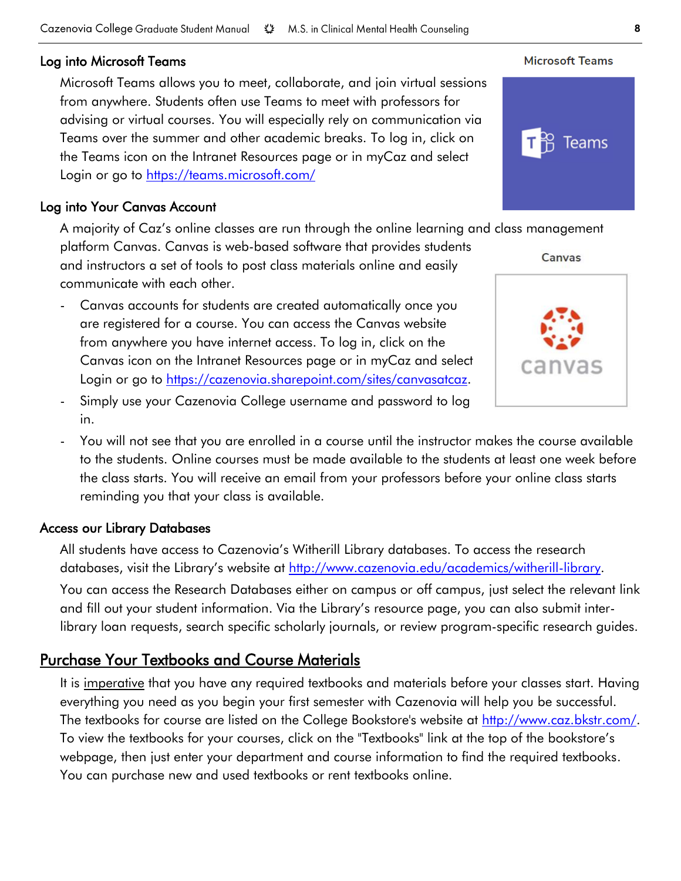### Log into Microsoft Teams

Microsoft Teams allows you to meet, collaborate, and join virtual sessions from anywhere. Students often use Teams to meet with professors for advising or virtual courses. You will especially rely on communication via Teams over the summer and other academic breaks. To log in, click on the Teams icon on the Intranet Resources page or in myCaz and select Login or go to https://teams.microsoft.com/

Microsoft Teams

### Log into Your Canvas Account

A majority of Caz's online classes are run through the online learning and class management platform Canvas. Canvas is web-based software that provides students and instructors a set of tools to post class materials online and easily communicate with each other.

Canvas

- Canvas accounts for students are created automatically once you are registered for a course. You can access the Canvas website from anywhere you have internet access. To log in, click on the Canvas icon on the Intranet Resources page or in myCaz and select Login or go to https://cazenovia.sharepoint.com/sites/canvasatcaz.
- Simply use your Cazenovia College username and password to log in.
- You will not see that you are enrolled in a course until the instructor makes the course available to the students. Online courses must be made available to the students at least one week before the class starts. You will receive an email from your professors before your online class starts reminding you that your class is available.

### Access our Library Databases

All students have access to Cazenovia's Witherill Library databases. To access the research databases, visit the Library's website at http://www.cazenovia.edu/academics/witherill-library.

You can access the Research Databases either on campus or off campus, just select the relevant link and fill out your student information. Via the Library's resource page, you can also submit inter-library loan requests, search specific scholarly journals, or review program-specific research guides.

## Purchase Your Textbooks and Course Materials

It is imperative that you have any required textbooks and materials before your classes start. Having everything you need as you begin your first semester with Cazenovia will help you be successful. The textbooks for course are listed on the College Bookstore's website at http://www.caz.bkstr.com/. To view the textbooks for your courses, click on the "Textbooks" link at the top of the bookstore's webpage, then just enter your department and course information to find the required textbooks. You can purchase new and used textbooks or rent textbooks online.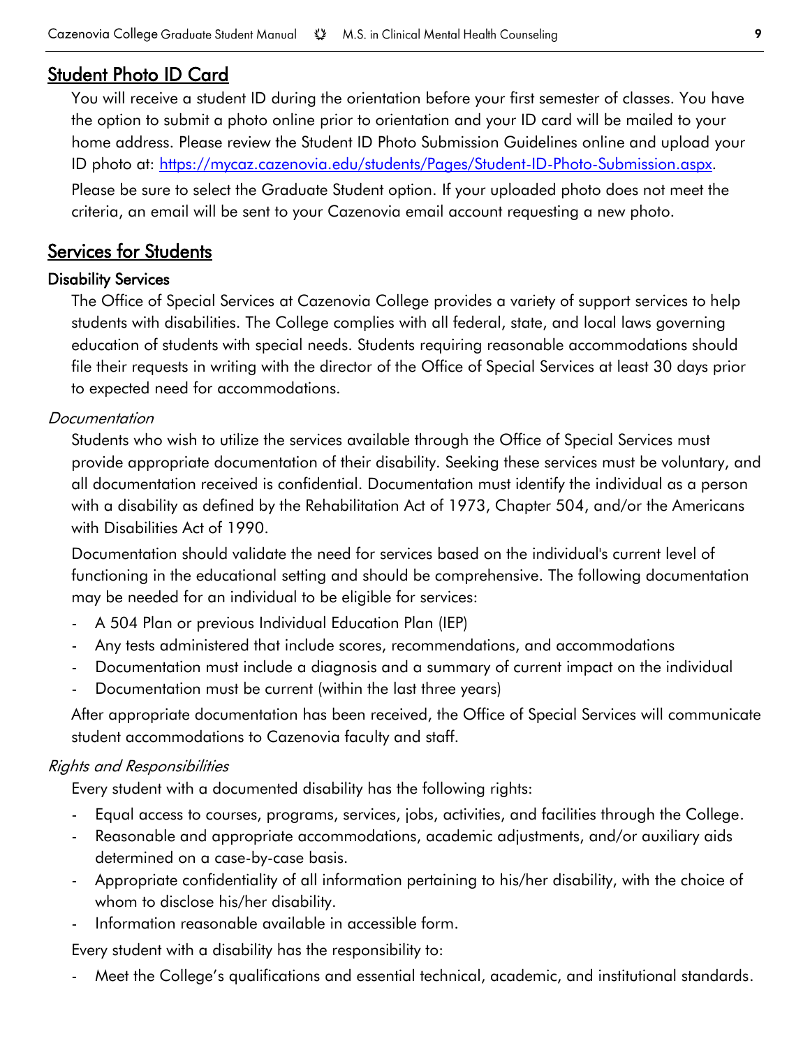## Student Photo ID Card

You will receive a student ID during the orientation before your first semester of classes. You have the option to submit a photo online prior to orientation and your ID card will be mailed to your home address. Please review the Student ID Photo Submission Guidelines online and upload your ID photo at: https://mycaz.cazenovia.edu/students/Pages/Student-ID-Photo-Submission.aspx.

Please be sure to select the Graduate Student option. If your uploaded photo does not meet the criteria, an email will be sent to your Cazenovia email account requesting a new photo.

## Services for Students

### Disability Services

The Office of Special Services at Cazenovia College provides a variety of support services to help students with disabilities. The College complies with all federal, state, and local laws governing education of students with special needs. Students requiring reasonable accommodations should file their requests in writing with the director of the Office of Special Services at least 30 days prior to expected need for accommodations.

*Documentation*

Students who wish to utilize the services available through the Office of Special Services must provide appropriate documentation of their disability. Seeking these services must be voluntary, and all documentation received is confidential. Documentation must identify the individual as a person with a disability as defined by the Rehabilitation Act of 1973, Chapter 504, and/or the Americans with Disabilities Act of 1990.

Documentation should validate the need for services based on the individual's current level of functioning in the educational setting and should be comprehensive. The following documentation may be needed for an individual to be eligible for services:

- A 504 Plan or previous Individual Education Plan (IEP)
- Any tests administered that include scores, recommendations, and accommodations
- Documentation must include a diagnosis and a summary of current impact on the individual
- Documentation must be current (within the last three years)

After appropriate documentation has been received, the Office of Special Services will communicate student accommodations to Cazenovia faculty and staff.

*Rights and Responsibilities*

Every student with a documented disability has the following rights:

- Equal access to courses, programs, services, jobs, activities, and facilities through the College.
- Reasonable and appropriate accommodations, academic adjustments, and/or auxiliary aids determined on a case-by-case basis.
- Appropriate confidentiality of all information pertaining to his/her disability, with the choice of whom to disclose his/her disability.
- Information reasonable available in accessible form.

Every student with a disability has the responsibility to:

- Meet the College's qualifications and essential technical, academic, and institutional standards.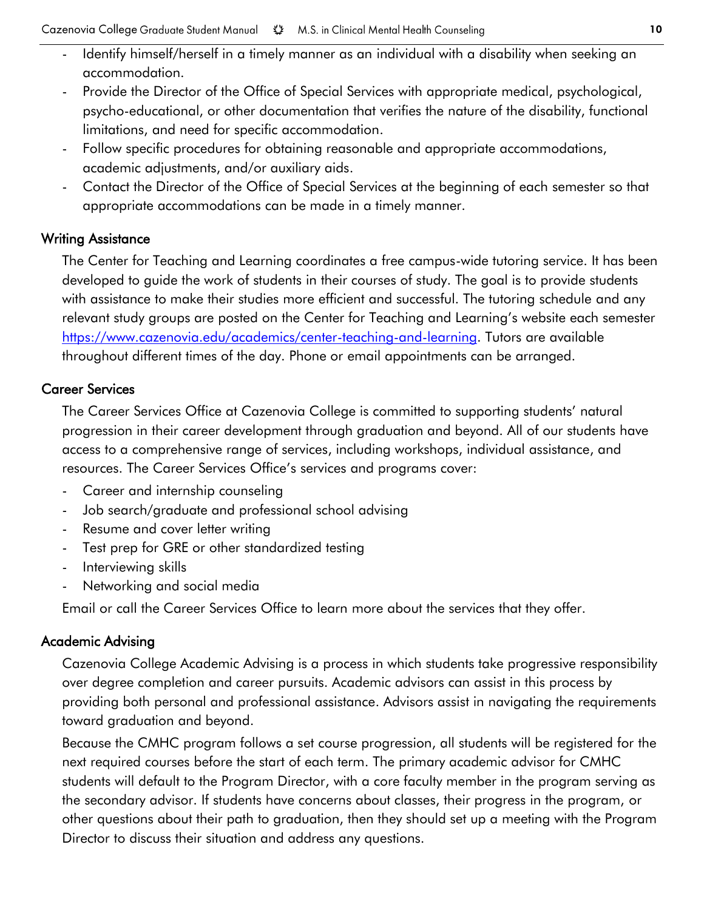- Identify himself/herself in a timely manner as an individual with a disability when seeking an accommodation.
- Provide the Director of the Office of Special Services with appropriate medical, psychological, psycho-educational, or other documentation that verifies the nature of the disability, functional limitations, and need for specific accommodation.
- Follow specific procedures for obtaining reasonable and appropriate accommodations, academic adjustments, and/or auxiliary aids.
- Contact the Director of the Office of Special Services at the beginning of each semester so that appropriate accommodations can be made in a timely manner.

## Writing Assistance

The Center for Teaching and Learning coordinates a free campus-wide tutoring service. It has been developed to guide the work of students in their courses of study. The goal is to provide students with assistance to make their studies more efficient and successful. The tutoring schedule and any relevant study groups are posted on the Center for Teaching and Learning's website each semester https://www.cazenovia.edu/academics/center-teaching-and-learning. Tutors are available throughout different times of the day. Phone or email appointments can be arranged.

## Career Services

The Career Services Office at Cazenovia College is committed to supporting students' natural progression in their career development through graduation and beyond. All of our students have access to a comprehensive range of services, including workshops, individual assistance, and resources. The Career Services Office's services and programs cover:

- Career and internship counseling
- Job search/graduate and professional school advising
- Resume and cover letter writing
- Test prep for GRE or other standardized testing
- Interviewing skills
- Networking and social media

Email or call the Career Services Office to learn more about the services that they offer.

## Academic Advising

Cazenovia College Academic Advising is a process in which students take progressive responsibility over degree completion and career pursuits. Academic advisors can assist in this process by providing both personal and professional assistance. Advisors assist in navigating the requirements toward graduation and beyond.

Because the CMHC program follows a set course progression, all students will be registered for the next required courses before the start of each term. The primary academic advisor for CMHC students will default to the Program Director, with a core faculty member in the program serving as the secondary advisor. If students have concerns about classes, their progress in the program, or other questions about their path to graduation, then they should set up a meeting with the Program Director to discuss their situation and address any questions.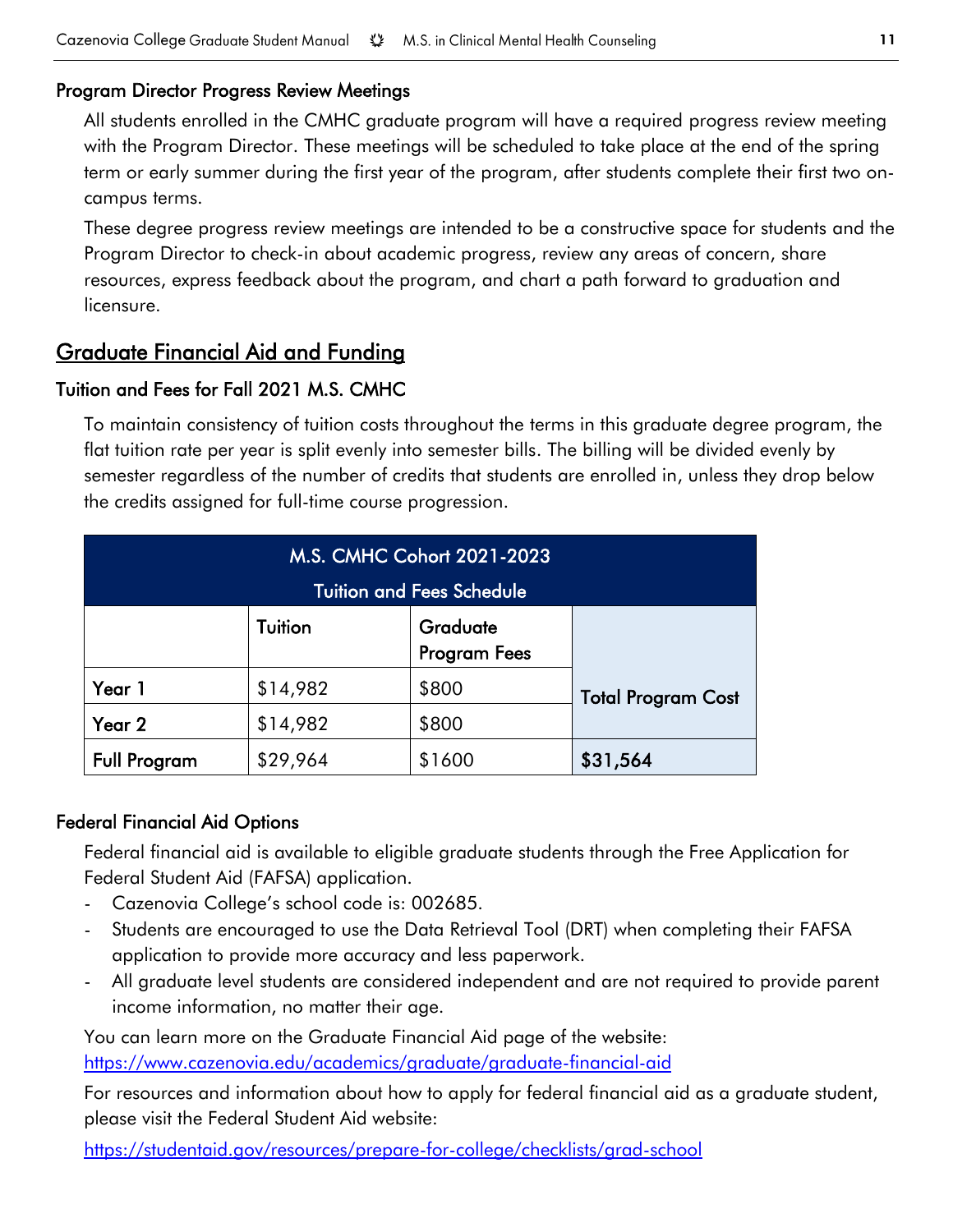### Program Director Progress Review Meetings

All students enrolled in the CMHC graduate program will have a required progress review meeting with the Program Director. These meetings will be scheduled to take place at the end of the spring term or early summer during the first year of the program, after students complete their first two on-campus terms.

These degree progress review meetings are intended to be a constructive space for students and the Program Director to check-in about academic progress, review any areas of concern, share resources, express feedback about the program, and chart a path forward to graduation and licensure.

## Graduate Financial Aid and Funding

### Tuition and Fees for Fall 2021 M.S. CMHC

To maintain consistency of tuition costs throughout the terms in this graduate degree program, the flat tuition rate per year is split evenly into semester bills. The billing will be divided evenly by semester regardless of the number of credits that students are enrolled in, unless they drop below the credits assigned for full-time course progression.

| M.S. CMHC Cohort 2021-2023 Tuition and Fees Schedule | | | |
|---|---|---|---|
| | **Tuition** | **Graduate Program Fees** | **Total Program Cost** |
| **Year 1** | $14,982 | $800 | |
| **Year 2** | $14,982 | $800 | |
| **Full Program** | $29,964 | $1600 | **$31,564** |

### Federal Financial Aid Options

Federal financial aid is available to eligible graduate students through the Free Application for Federal Student Aid (FAFSA) application.

- Cazenovia College's school code is: 002685.
- Students are encouraged to use the Data Retrieval Tool (DRT) when completing their FAFSA application to provide more accuracy and less paperwork.
- All graduate level students are considered independent and are not required to provide parent income information, no matter their age.

You can learn more on the Graduate Financial Aid page of the website: https://www.cazenovia.edu/academics/graduate/graduate-financial-aid

For resources and information about how to apply for federal financial aid as a graduate student, please visit the Federal Student Aid website:

https://studentaid.gov/resources/prepare-for-college/checklists/grad-school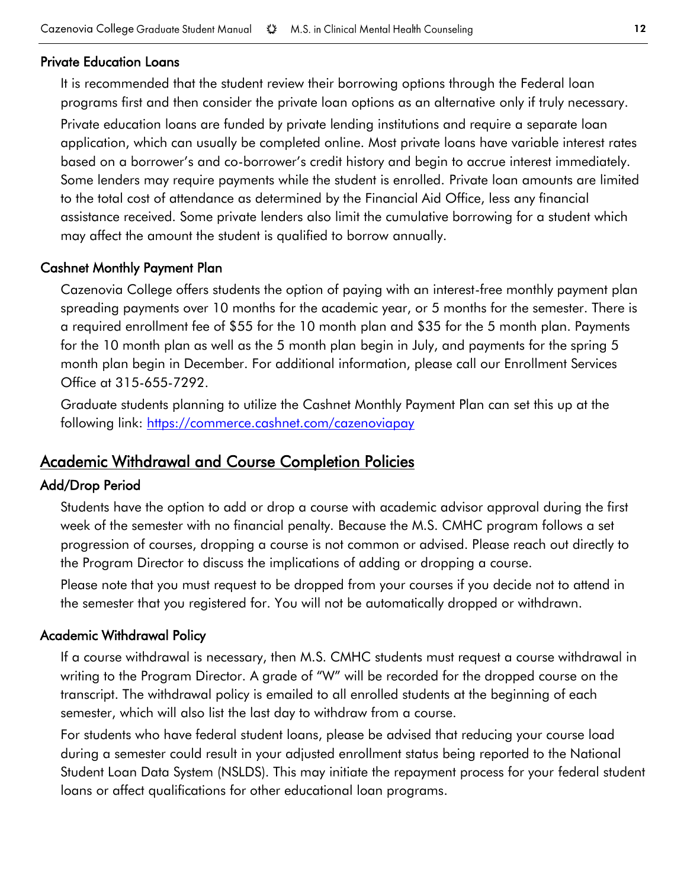### Private Education Loans

It is recommended that the student review their borrowing options through the Federal loan programs first and then consider the private loan options as an alternative only if truly necessary.

Private education loans are funded by private lending institutions and require a separate loan application, which can usually be completed online. Most private loans have variable interest rates based on a borrower's and co-borrower's credit history and begin to accrue interest immediately. Some lenders may require payments while the student is enrolled. Private loan amounts are limited to the total cost of attendance as determined by the Financial Aid Office, less any financial assistance received. Some private lenders also limit the cumulative borrowing for a student which may affect the amount the student is qualified to borrow annually.

### Cashnet Monthly Payment Plan

Cazenovia College offers students the option of paying with an interest-free monthly payment plan spreading payments over 10 months for the academic year, or 5 months for the semester. There is a required enrollment fee of $55 for the 10 month plan and $35 for the 5 month plan. Payments for the 10 month plan as well as the 5 month plan begin in July, and payments for the spring 5 month plan begin in December. For additional information, please call our Enrollment Services Office at 315-655-7292.

Graduate students planning to utilize the Cashnet Monthly Payment Plan can set this up at the following link: [https://commerce.cashnet.com/cazenoviapay](https://commerce.cashnet.com/cazenoviapay)

## Academic Withdrawal and Course Completion Policies

### Add/Drop Period

Students have the option to add or drop a course with academic advisor approval during the first week of the semester with no financial penalty. Because the M.S. CMHC program follows a set progression of courses, dropping a course is not common or advised. Please reach out directly to the Program Director to discuss the implications of adding or dropping a course.

Please note that you must request to be dropped from your courses if you decide not to attend in the semester that you registered for. You will not be automatically dropped or withdrawn.

### Academic Withdrawal Policy

If a course withdrawal is necessary, then M.S. CMHC students must request a course withdrawal in writing to the Program Director. A grade of "W" will be recorded for the dropped course on the transcript. The withdrawal policy is emailed to all enrolled students at the beginning of each semester, which will also list the last day to withdraw from a course.

For students who have federal student loans, please be advised that reducing your course load during a semester could result in your adjusted enrollment status being reported to the National Student Loan Data System (NSLDS). This may initiate the repayment process for your federal student loans or affect qualifications for other educational loan programs.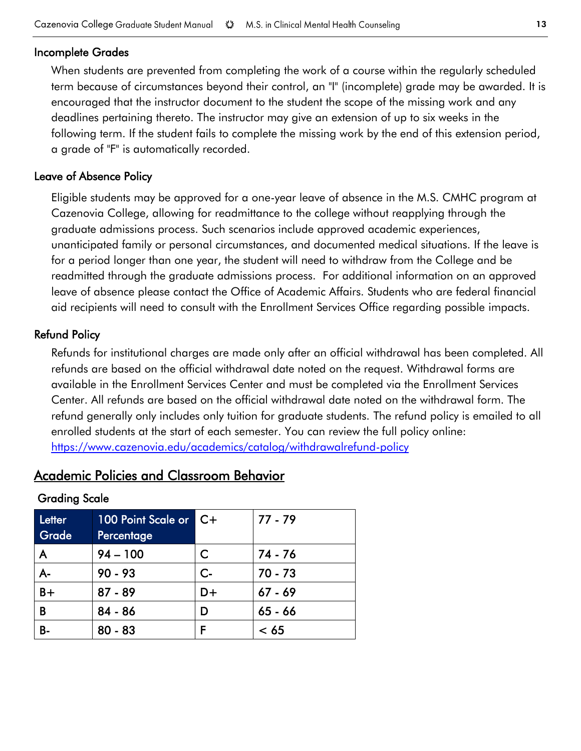### Incomplete Grades

When students are prevented from completing the work of a course within the regularly scheduled term because of circumstances beyond their control, an "I" (incomplete) grade may be awarded. It is encouraged that the instructor document to the student the scope of the missing work and any deadlines pertaining thereto. The instructor may give an extension of up to six weeks in the following term. If the student fails to complete the missing work by the end of this extension period, a grade of "F" is automatically recorded.

### Leave of Absence Policy

Eligible students may be approved for a one-year leave of absence in the M.S. CMHC program at Cazenovia College, allowing for readmittance to the college without reapplying through the graduate admissions process. Such scenarios include approved academic experiences, unanticipated family or personal circumstances, and documented medical situations. If the leave is for a period longer than one year, the student will need to withdraw from the College and be readmitted through the graduate admissions process. For additional information on an approved leave of absence please contact the Office of Academic Affairs. Students who are federal financial aid recipients will need to consult with the Enrollment Services Office regarding possible impacts.

### Refund Policy

Refunds for institutional charges are made only after an official withdrawal has been completed. All refunds are based on the official withdrawal date noted on the request. Withdrawal forms are available in the Enrollment Services Center and must be completed via the Enrollment Services Center. All refunds are based on the official withdrawal date noted on the withdrawal form. The refund generally only includes only tuition for graduate students. The refund policy is emailed to all enrolled students at the start of each semester. You can review the full policy online: [https://www.cazenovia.edu/academics/catalog/withdrawalrefund-policy](https://www.cazenovia.edu/academics/catalog/withdrawalrefund-policy)

## Academic Policies and Classroom Behavior

### Grading Scale

| Letter Grade | 100 Point Scale or Percentage | C+ | 77 - 79 |
|---|---|---|---|
| A | 94 – 100 | C | 74 - 76 |
| A- | 90 - 93 | C- | 70 - 73 |
| B+ | 87 - 89 | D+ | 67 - 69 |
| B | 84 - 86 | D | 65 - 66 |
| B- | 80 - 83 | F | < 65 |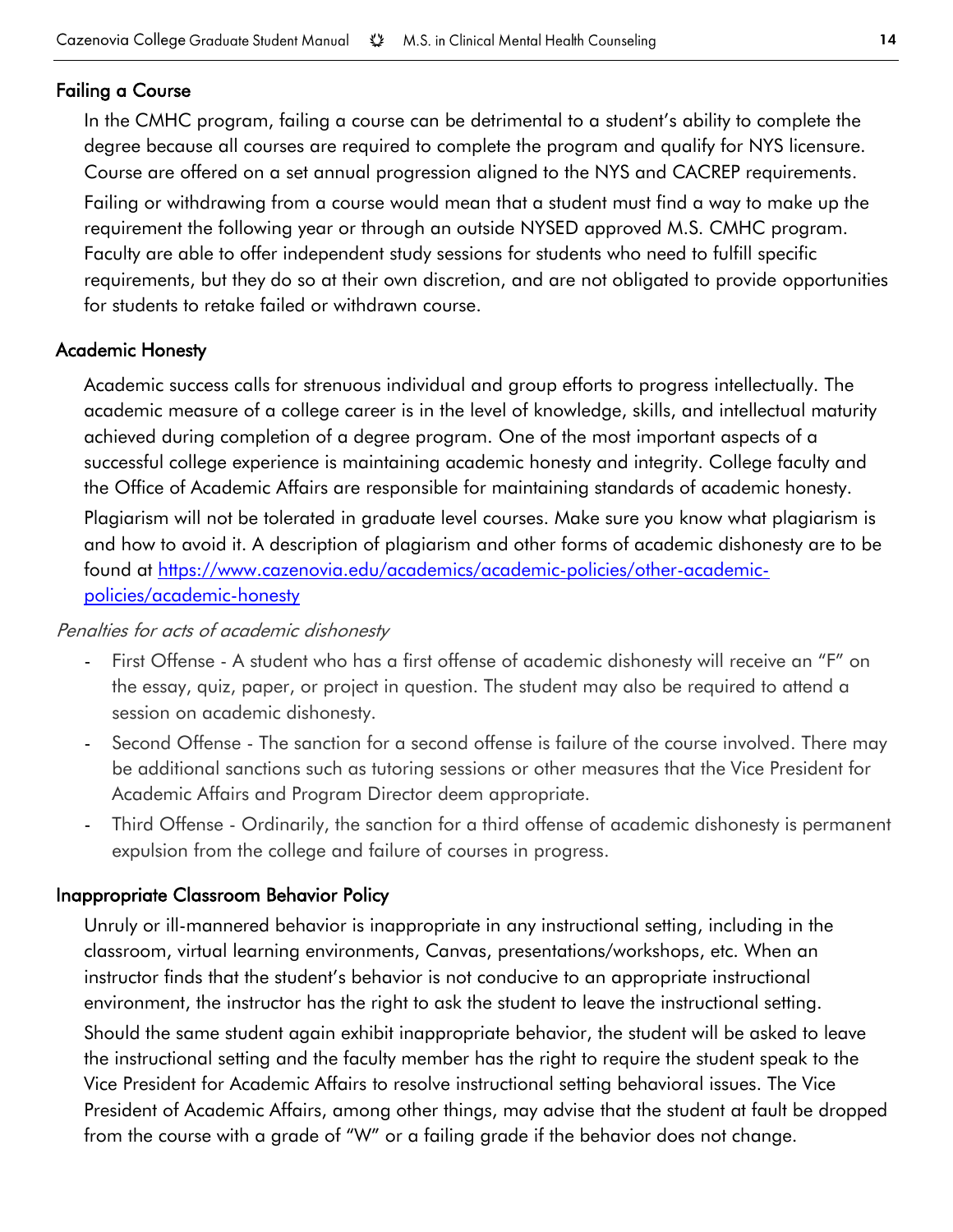## Failing a Course

In the CMHC program, failing a course can be detrimental to a student's ability to complete the degree because all courses are required to complete the program and qualify for NYS licensure. Course are offered on a set annual progression aligned to the NYS and CACREP requirements.

Failing or withdrawing from a course would mean that a student must find a way to make up the requirement the following year or through an outside NYSED approved M.S. CMHC program. Faculty are able to offer independent study sessions for students who need to fulfill specific requirements, but they do so at their own discretion, and are not obligated to provide opportunities for students to retake failed or withdrawn course.

## Academic Honesty

Academic success calls for strenuous individual and group efforts to progress intellectually. The academic measure of a college career is in the level of knowledge, skills, and intellectual maturity achieved during completion of a degree program. One of the most important aspects of a successful college experience is maintaining academic honesty and integrity. College faculty and the Office of Academic Affairs are responsible for maintaining standards of academic honesty.

Plagiarism will not be tolerated in graduate level courses. Make sure you know what plagiarism is and how to avoid it. A description of plagiarism and other forms of academic dishonesty are to be found at [https://www.cazenovia.edu/academics/academic-policies/other-academic-policies/academic-honesty](https://www.cazenovia.edu/academics/academic-policies/other-academic-policies/academic-honesty)

*Penalties for acts of academic dishonesty*

- First Offense - A student who has a first offense of academic dishonesty will receive an "F" on the essay, quiz, paper, or project in question. The student may also be required to attend a session on academic dishonesty.
- Second Offense - The sanction for a second offense is failure of the course involved. There may be additional sanctions such as tutoring sessions or other measures that the Vice President for Academic Affairs and Program Director deem appropriate.
- Third Offense - Ordinarily, the sanction for a third offense of academic dishonesty is permanent expulsion from the college and failure of courses in progress.

## Inappropriate Classroom Behavior Policy

Unruly or ill-mannered behavior is inappropriate in any instructional setting, including in the classroom, virtual learning environments, Canvas, presentations/workshops, etc. When an instructor finds that the student's behavior is not conducive to an appropriate instructional environment, the instructor has the right to ask the student to leave the instructional setting.

Should the same student again exhibit inappropriate behavior, the student will be asked to leave the instructional setting and the faculty member has the right to require the student speak to the Vice President for Academic Affairs to resolve instructional setting behavioral issues. The Vice President of Academic Affairs, among other things, may advise that the student at fault be dropped from the course with a grade of "W" or a failing grade if the behavior does not change.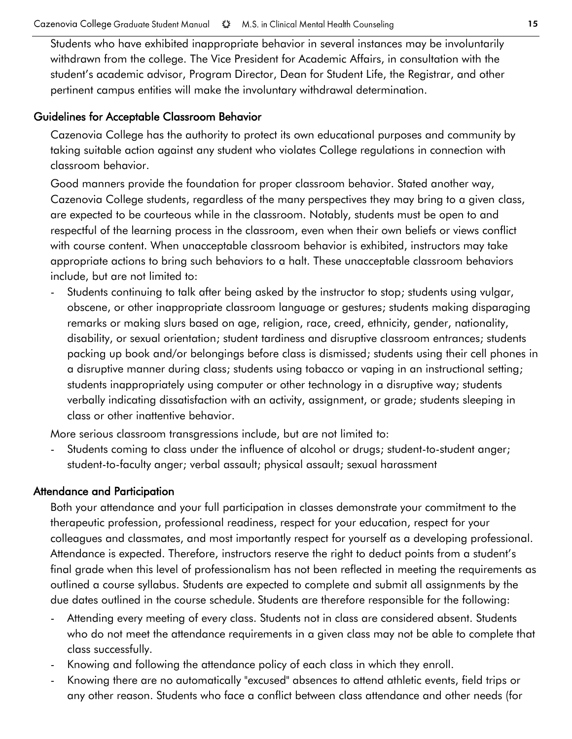Students who have exhibited inappropriate behavior in several instances may be involuntarily withdrawn from the college. The Vice President for Academic Affairs, in consultation with the student's academic advisor, Program Director, Dean for Student Life, the Registrar, and other pertinent campus entities will make the involuntary withdrawal determination.

## Guidelines for Acceptable Classroom Behavior

Cazenovia College has the authority to protect its own educational purposes and community by taking suitable action against any student who violates College regulations in connection with classroom behavior.

Good manners provide the foundation for proper classroom behavior. Stated another way, Cazenovia College students, regardless of the many perspectives they may bring to a given class, are expected to be courteous while in the classroom. Notably, students must be open to and respectful of the learning process in the classroom, even when their own beliefs or views conflict with course content. When unacceptable classroom behavior is exhibited, instructors may take appropriate actions to bring such behaviors to a halt. These unacceptable classroom behaviors include, but are not limited to:

- Students continuing to talk after being asked by the instructor to stop; students using vulgar, obscene, or other inappropriate classroom language or gestures; students making disparaging remarks or making slurs based on age, religion, race, creed, ethnicity, gender, nationality, disability, or sexual orientation; student tardiness and disruptive classroom entrances; students packing up book and/or belongings before class is dismissed; students using their cell phones in a disruptive manner during class; students using tobacco or vaping in an instructional setting; students inappropriately using computer or other technology in a disruptive way; students verbally indicating dissatisfaction with an activity, assignment, or grade; students sleeping in class or other inattentive behavior.

More serious classroom transgressions include, but are not limited to:

- Students coming to class under the influence of alcohol or drugs; student-to-student anger; student-to-faculty anger; verbal assault; physical assault; sexual harassment

## Attendance and Participation

Both your attendance and your full participation in classes demonstrate your commitment to the therapeutic profession, professional readiness, respect for your education, respect for your colleagues and classmates, and most importantly respect for yourself as a developing professional. Attendance is expected. Therefore, instructors reserve the right to deduct points from a student's final grade when this level of professionalism has not been reflected in meeting the requirements as outlined a course syllabus. Students are expected to complete and submit all assignments by the due dates outlined in the course schedule. Students are therefore responsible for the following:

- Attending every meeting of every class. Students not in class are considered absent. Students who do not meet the attendance requirements in a given class may not be able to complete that class successfully.
- Knowing and following the attendance policy of each class in which they enroll.
- Knowing there are no automatically "excused" absences to attend athletic events, field trips or any other reason. Students who face a conflict between class attendance and other needs (for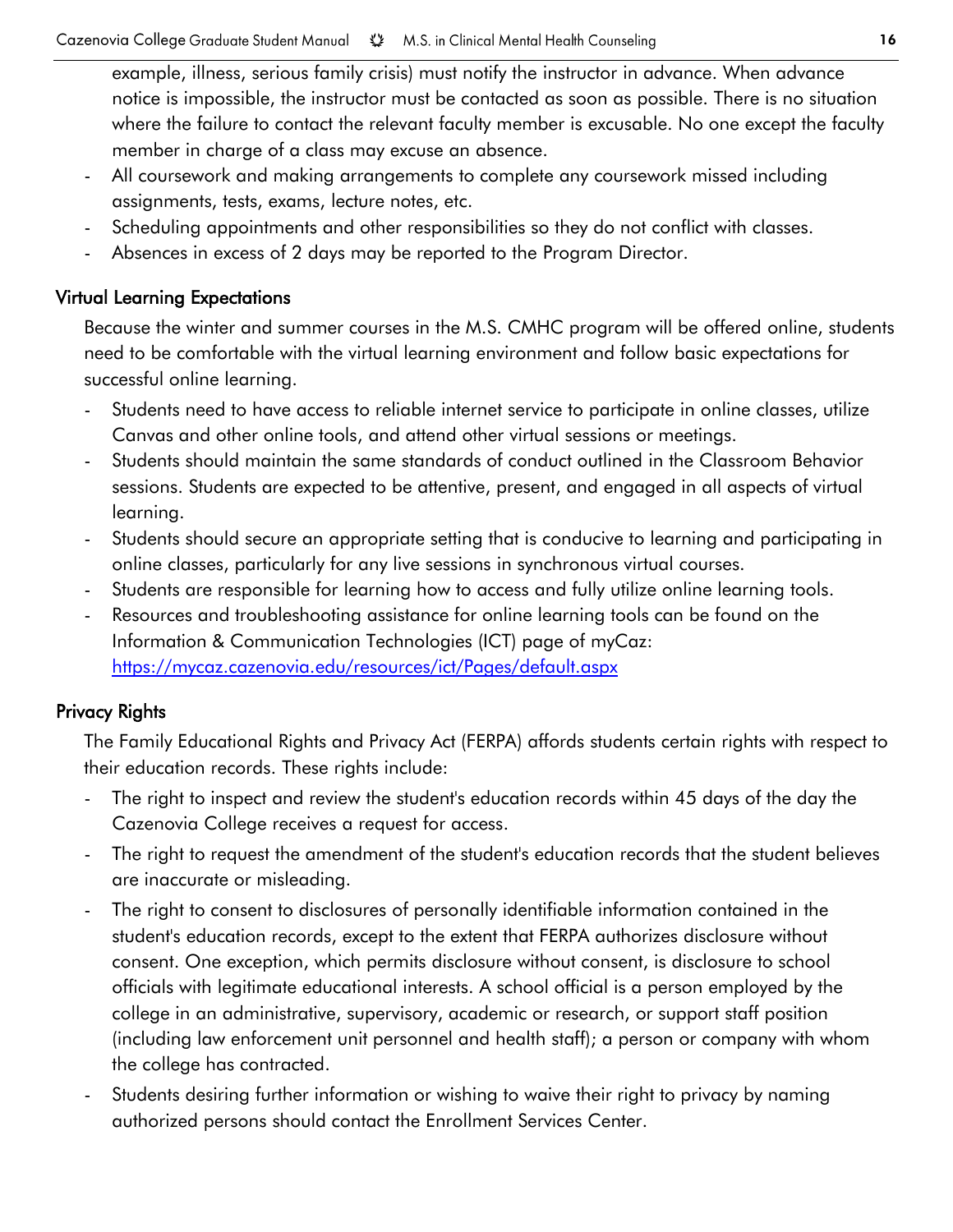example, illness, serious family crisis) must notify the instructor in advance. When advance notice is impossible, the instructor must be contacted as soon as possible. There is no situation where the failure to contact the relevant faculty member is excusable. No one except the faculty member in charge of a class may excuse an absence.

- All coursework and making arrangements to complete any coursework missed including assignments, tests, exams, lecture notes, etc.
- Scheduling appointments and other responsibilities so they do not conflict with classes.
- Absences in excess of 2 days may be reported to the Program Director.

## Virtual Learning Expectations

Because the winter and summer courses in the M.S. CMHC program will be offered online, students need to be comfortable with the virtual learning environment and follow basic expectations for successful online learning.

- Students need to have access to reliable internet service to participate in online classes, utilize Canvas and other online tools, and attend other virtual sessions or meetings.
- Students should maintain the same standards of conduct outlined in the Classroom Behavior sessions. Students are expected to be attentive, present, and engaged in all aspects of virtual learning.
- Students should secure an appropriate setting that is conducive to learning and participating in online classes, particularly for any live sessions in synchronous virtual courses.
- Students are responsible for learning how to access and fully utilize online learning tools.
- Resources and troubleshooting assistance for online learning tools can be found on the Information & Communication Technologies (ICT) page of myCaz: [https://mycaz.cazenovia.edu/resources/ict/Pages/default.aspx](https://mycaz.cazenovia.edu/resources/ict/Pages/default.aspx)

## Privacy Rights

The Family Educational Rights and Privacy Act (FERPA) affords students certain rights with respect to their education records. These rights include:

- The right to inspect and review the student's education records within 45 days of the day the Cazenovia College receives a request for access.
- The right to request the amendment of the student's education records that the student believes are inaccurate or misleading.
- The right to consent to disclosures of personally identifiable information contained in the student's education records, except to the extent that FERPA authorizes disclosure without consent. One exception, which permits disclosure without consent, is disclosure to school officials with legitimate educational interests. A school official is a person employed by the college in an administrative, supervisory, academic or research, or support staff position (including law enforcement unit personnel and health staff); a person or company with whom the college has contracted.
- Students desiring further information or wishing to waive their right to privacy by naming authorized persons should contact the Enrollment Services Center.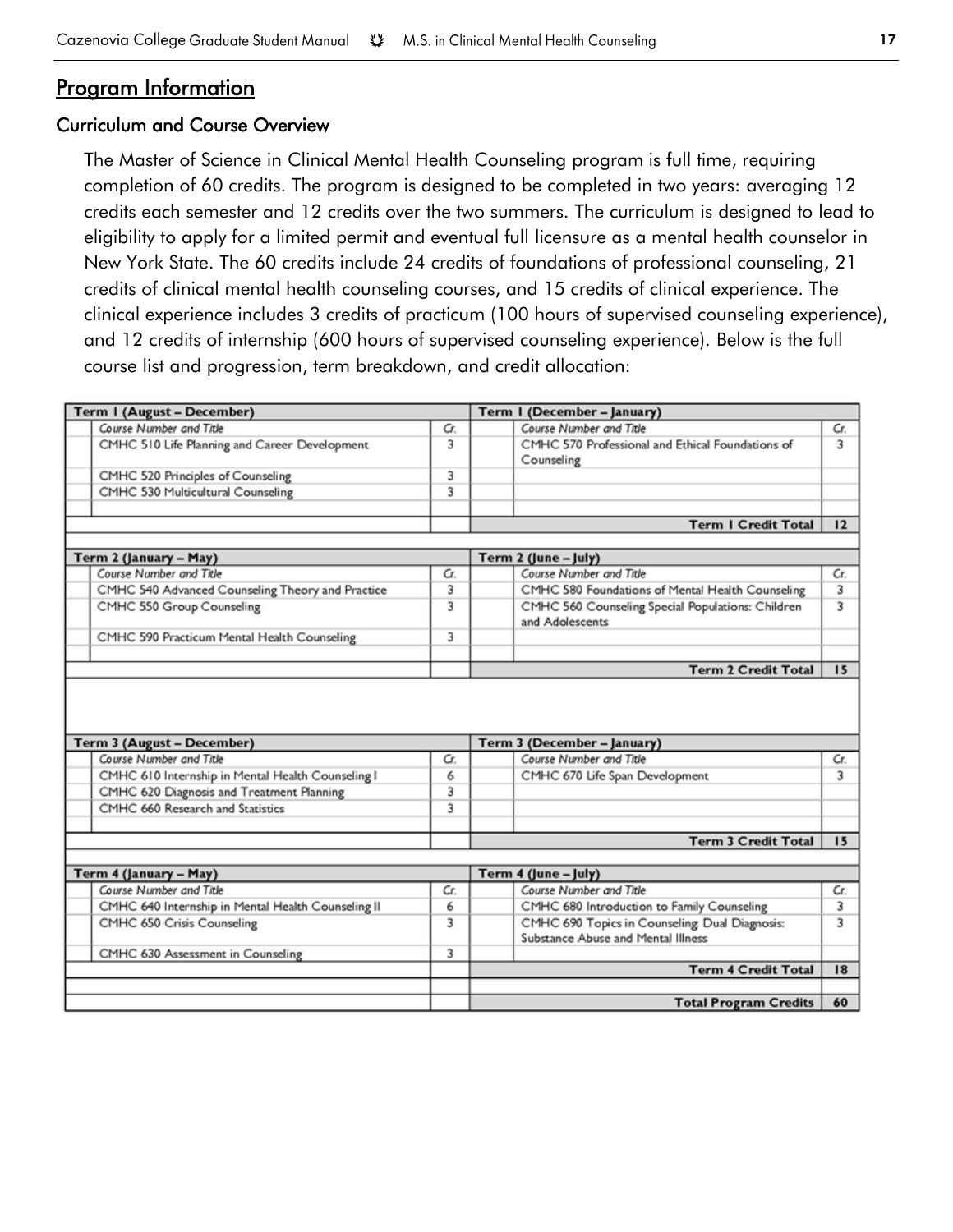## Program Information

### Curriculum and Course Overview

The Master of Science in Clinical Mental Health Counseling program is full time, requiring completion of 60 credits. The program is designed to be completed in two years: averaging 12 credits each semester and 12 credits over the two summers. The curriculum is designed to lead to eligibility to apply for a limited permit and eventual full licensure as a mental health counselor in New York State. The 60 credits include 24 credits of foundations of professional counseling, 21 credits of clinical mental health counseling courses, and 15 credits of clinical experience. The clinical experience includes 3 credits of practicum (100 hours of supervised counseling experience), and 12 credits of internship (600 hours of supervised counseling experience). Below is the full course list and progression, term breakdown, and credit allocation:

| Term 1 (August – December) | | Term 1 (December – January) | |
|---|---|---|---|
| *Course Number and Title* | *Cr.* | *Course Number and Title* | *Cr.* |
| CMHC 510 Life Planning and Career Development | 3 | CMHC 570 Professional and Ethical Foundations of Counseling | 3 |
| CMHC 520 Principles of Counseling | 3 | | |
| CMHC 530 Multicultural Counseling | 3 | | |
| | | **Term 1 Credit Total** | **12** |
| **Term 2 (January – May)** | | **Term 2 (June – July)** | |
| *Course Number and Title* | *Cr.* | *Course Number and Title* | *Cr.* |
| CMHC 540 Advanced Counseling Theory and Practice | 3 | CMHC 580 Foundations of Mental Health Counseling | 3 |
| CMHC 550 Group Counseling | 3 | CMHC 560 Counseling Special Populations: Children and Adolescents | 3 |
| CMHC 590 Practicum Mental Health Counseling | 3 | | |
| | | **Term 2 Credit Total** | **15** |
| **Term 3 (August – December)** | | **Term 3 (December – January)** | |
| *Course Number and Title* | *Cr.* | *Course Number and Title* | *Cr.* |
| CMHC 610 Internship in Mental Health Counseling I | 6 | CMHC 670 Life Span Development | 3 |
| CMHC 620 Diagnosis and Treatment Planning | 3 | | |
| CMHC 660 Research and Statistics | 3 | | |
| | | **Term 3 Credit Total** | **15** |
| **Term 4 (January – May)** | | **Term 4 (June – July)** | |
| *Course Number and Title* | *Cr.* | *Course Number and Title* | *Cr.* |
| CMHC 640 Internship in Mental Health Counseling II | 6 | CMHC 680 Introduction to Family Counseling | 3 |
| CMHC 650 Crisis Counseling | 3 | CMHC 690 Topics in Counseling: Dual Diagnosis: Substance Abuse and Mental Illness | 3 |
| CMHC 630 Assessment in Counseling | 3 | | |
| | | **Term 4 Credit Total** | **18** |
| | | **Total Program Credits** | **60** |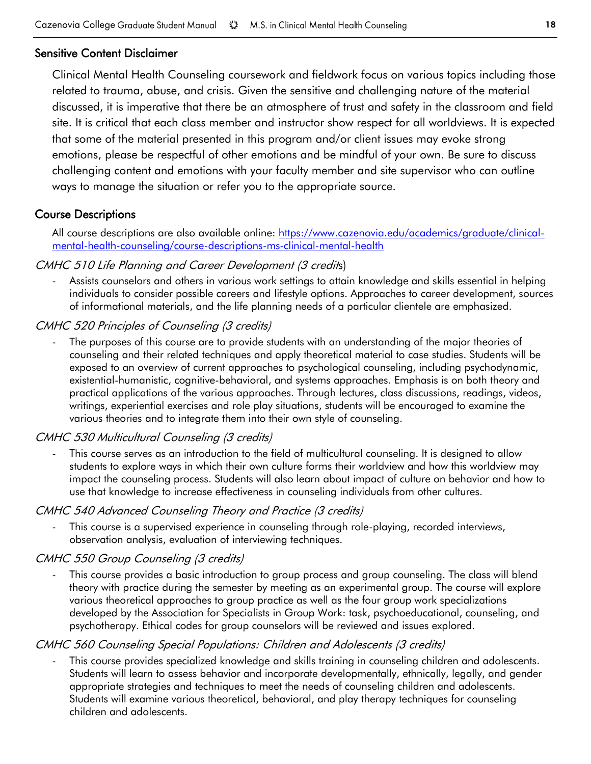## Sensitive Content Disclaimer

Clinical Mental Health Counseling coursework and fieldwork focus on various topics including those related to trauma, abuse, and crisis. Given the sensitive and challenging nature of the material discussed, it is imperative that there be an atmosphere of trust and safety in the classroom and field site. It is critical that each class member and instructor show respect for all worldviews. It is expected that some of the material presented in this program and/or client issues may evoke strong emotions, please be respectful of other emotions and be mindful of your own. Be sure to discuss challenging content and emotions with your faculty member and site supervisor who can outline ways to manage the situation or refer you to the appropriate source.

## Course Descriptions

All course descriptions are also available online: [https://www.cazenovia.edu/academics/graduate/clinical-mental-health-counseling/course-descriptions-ms-clinical-mental-health](https://www.cazenovia.edu/academics/graduate/clinical-mental-health-counseling/course-descriptions-ms-clinical-mental-health)

### *CMHC 510 Life Planning and Career Development (3 credits)*

- Assists counselors and others in various work settings to attain knowledge and skills essential in helping individuals to consider possible careers and lifestyle options. Approaches to career development, sources of informational materials, and the life planning needs of a particular clientele are emphasized.

### *CMHC 520 Principles of Counseling (3 credits)*

- The purposes of this course are to provide students with an understanding of the major theories of counseling and their related techniques and apply theoretical material to case studies. Students will be exposed to an overview of current approaches to psychological counseling, including psychodynamic, existential-humanistic, cognitive-behavioral, and systems approaches. Emphasis is on both theory and practical applications of the various approaches. Through lectures, class discussions, readings, videos, writings, experiential exercises and role play situations, students will be encouraged to examine the various theories and to integrate them into their own style of counseling.

### *CMHC 530 Multicultural Counseling (3 credits)*

- This course serves as an introduction to the field of multicultural counseling. It is designed to allow students to explore ways in which their own culture forms their worldview and how this worldview may impact the counseling process. Students will also learn about impact of culture on behavior and how to use that knowledge to increase effectiveness in counseling individuals from other cultures.

### *CMHC 540 Advanced Counseling Theory and Practice (3 credits)*

- This course is a supervised experience in counseling through role-playing, recorded interviews, observation analysis, evaluation of interviewing techniques.

### *CMHC 550 Group Counseling (3 credits)*

- This course provides a basic introduction to group process and group counseling. The class will blend theory with practice during the semester by meeting as an experimental group. The course will explore various theoretical approaches to group practice as well as the four group work specializations developed by the Association for Specialists in Group Work: task, psychoeducational, counseling, and psychotherapy. Ethical codes for group counselors will be reviewed and issues explored.

### *CMHC 560 Counseling Special Populations: Children and Adolescents (3 credits)*

- This course provides specialized knowledge and skills training in counseling children and adolescents. Students will learn to assess behavior and incorporate developmentally, ethnically, legally, and gender appropriate strategies and techniques to meet the needs of counseling children and adolescents. Students will examine various theoretical, behavioral, and play therapy techniques for counseling children and adolescents.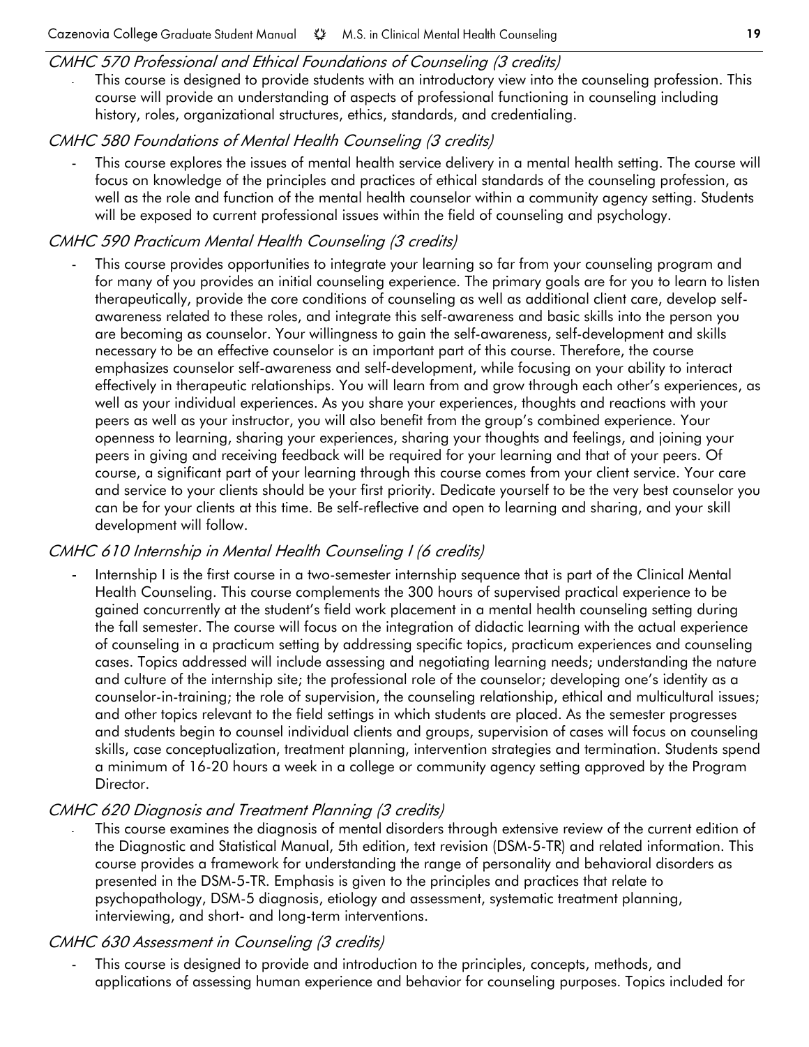### *CMHC 570 Professional and Ethical Foundations of Counseling (3 credits)*

- This course is designed to provide students with an introductory view into the counseling profession. This course will provide an understanding of aspects of professional functioning in counseling including history, roles, organizational structures, ethics, standards, and credentialing.

### *CMHC 580 Foundations of Mental Health Counseling (3 credits)*

- This course explores the issues of mental health service delivery in a mental health setting. The course will focus on knowledge of the principles and practices of ethical standards of the counseling profession, as well as the role and function of the mental health counselor within a community agency setting. Students will be exposed to current professional issues within the field of counseling and psychology.

### *CMHC 590 Practicum Mental Health Counseling (3 credits)*

- This course provides opportunities to integrate your learning so far from your counseling program and for many of you provides an initial counseling experience. The primary goals are for you to learn to listen therapeutically, provide the core conditions of counseling as well as additional client care, develop self-awareness related to these roles, and integrate this self-awareness and basic skills into the person you are becoming as counselor. Your willingness to gain the self-awareness, self-development and skills necessary to be an effective counselor is an important part of this course. Therefore, the course emphasizes counselor self-awareness and self-development, while focusing on your ability to interact effectively in therapeutic relationships. You will learn from and grow through each other's experiences, as well as your individual experiences. As you share your experiences, thoughts and reactions with your peers as well as your instructor, you will also benefit from the group's combined experience. Your openness to learning, sharing your experiences, sharing your thoughts and feelings, and joining your peers in giving and receiving feedback will be required for your learning and that of your peers. Of course, a significant part of your learning through this course comes from your client service. Your care and service to your clients should be your first priority. Dedicate yourself to be the very best counselor you can be for your clients at this time. Be self-reflective and open to learning and sharing, and your skill development will follow.

### *CMHC 610 Internship in Mental Health Counseling I (6 credits)*

- Internship I is the first course in a two-semester internship sequence that is part of the Clinical Mental Health Counseling. This course complements the 300 hours of supervised practical experience to be gained concurrently at the student's field work placement in a mental health counseling setting during the fall semester. The course will focus on the integration of didactic learning with the actual experience of counseling in a practicum setting by addressing specific topics, practicum experiences and counseling cases. Topics addressed will include assessing and negotiating learning needs; understanding the nature and culture of the internship site; the professional role of the counselor; developing one's identity as a counselor-in-training; the role of supervision, the counseling relationship, ethical and multicultural issues; and other topics relevant to the field settings in which students are placed. As the semester progresses and students begin to counsel individual clients and groups, supervision of cases will focus on counseling skills, case conceptualization, treatment planning, intervention strategies and termination. Students spend a minimum of 16-20 hours a week in a college or community agency setting approved by the Program Director.

### *CMHC 620 Diagnosis and Treatment Planning (3 credits)*

- This course examines the diagnosis of mental disorders through extensive review of the current edition of the Diagnostic and Statistical Manual, 5th edition, text revision (DSM-5-TR) and related information. This course provides a framework for understanding the range of personality and behavioral disorders as presented in the DSM-5-TR. Emphasis is given to the principles and practices that relate to psychopathology, DSM-5 diagnosis, etiology and assessment, systematic treatment planning, interviewing, and short- and long-term interventions.

### *CMHC 630 Assessment in Counseling (3 credits)*

- This course is designed to provide and introduction to the principles, concepts, methods, and applications of assessing human experience and behavior for counseling purposes. Topics included for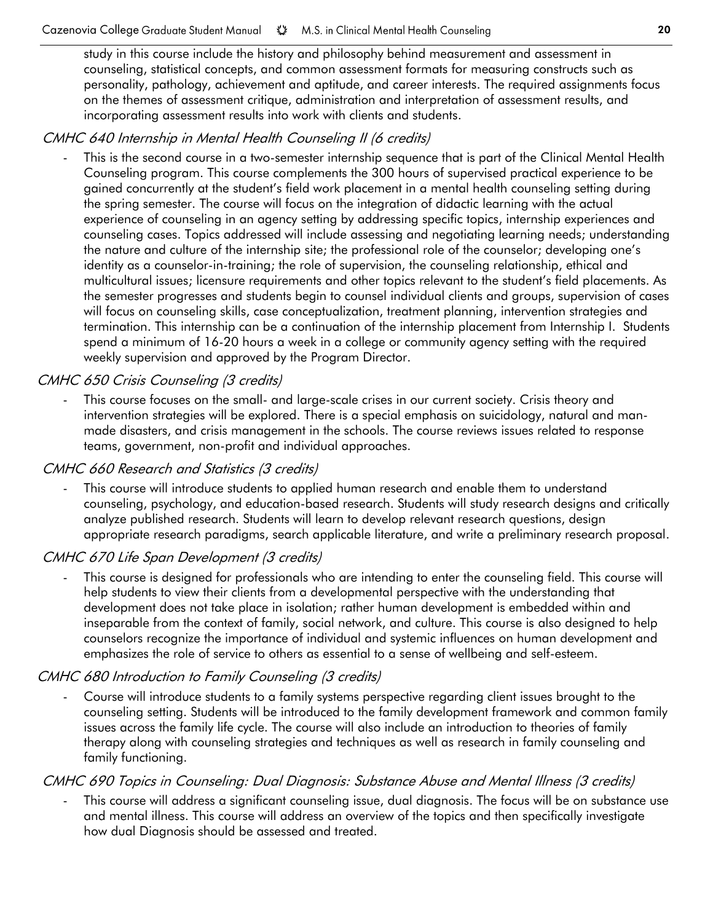study in this course include the history and philosophy behind measurement and assessment in counseling, statistical concepts, and common assessment formats for measuring constructs such as personality, pathology, achievement and aptitude, and career interests. The required assignments focus on the themes of assessment critique, administration and interpretation of assessment results, and incorporating assessment results into work with clients and students.

*CMHC 640 Internship in Mental Health Counseling II (6 credits)*

- This is the second course in a two-semester internship sequence that is part of the Clinical Mental Health Counseling program. This course complements the 300 hours of supervised practical experience to be gained concurrently at the student's field work placement in a mental health counseling setting during the spring semester. The course will focus on the integration of didactic learning with the actual experience of counseling in an agency setting by addressing specific topics, internship experiences and counseling cases. Topics addressed will include assessing and negotiating learning needs; understanding the nature and culture of the internship site; the professional role of the counselor; developing one's identity as a counselor-in-training; the role of supervision, the counseling relationship, ethical and multicultural issues; licensure requirements and other topics relevant to the student's field placements. As the semester progresses and students begin to counsel individual clients and groups, supervision of cases will focus on counseling skills, case conceptualization, treatment planning, intervention strategies and termination. This internship can be a continuation of the internship placement from Internship I. Students spend a minimum of 16-20 hours a week in a college or community agency setting with the required weekly supervision and approved by the Program Director.

*CMHC 650 Crisis Counseling (3 credits)*

- This course focuses on the small- and large-scale crises in our current society. Crisis theory and intervention strategies will be explored. There is a special emphasis on suicidology, natural and man-made disasters, and crisis management in the schools. The course reviews issues related to response teams, government, non-profit and individual approaches.

*CMHC 660 Research and Statistics (3 credits)*

- This course will introduce students to applied human research and enable them to understand counseling, psychology, and education-based research. Students will study research designs and critically analyze published research. Students will learn to develop relevant research questions, design appropriate research paradigms, search applicable literature, and write a preliminary research proposal.

*CMHC 670 Life Span Development (3 credits)*

- This course is designed for professionals who are intending to enter the counseling field. This course will help students to view their clients from a developmental perspective with the understanding that development does not take place in isolation; rather human development is embedded within and inseparable from the context of family, social network, and culture. This course is also designed to help counselors recognize the importance of individual and systemic influences on human development and emphasizes the role of service to others as essential to a sense of wellbeing and self-esteem.

*CMHC 680 Introduction to Family Counseling (3 credits)*

- Course will introduce students to a family systems perspective regarding client issues brought to the counseling setting. Students will be introduced to the family development framework and common family issues across the family life cycle. The course will also include an introduction to theories of family therapy along with counseling strategies and techniques as well as research in family counseling and family functioning.

*CMHC 690 Topics in Counseling: Dual Diagnosis: Substance Abuse and Mental Illness (3 credits)*

- This course will address a significant counseling issue, dual diagnosis. The focus will be on substance use and mental illness. This course will address an overview of the topics and then specifically investigate how dual Diagnosis should be assessed and treated.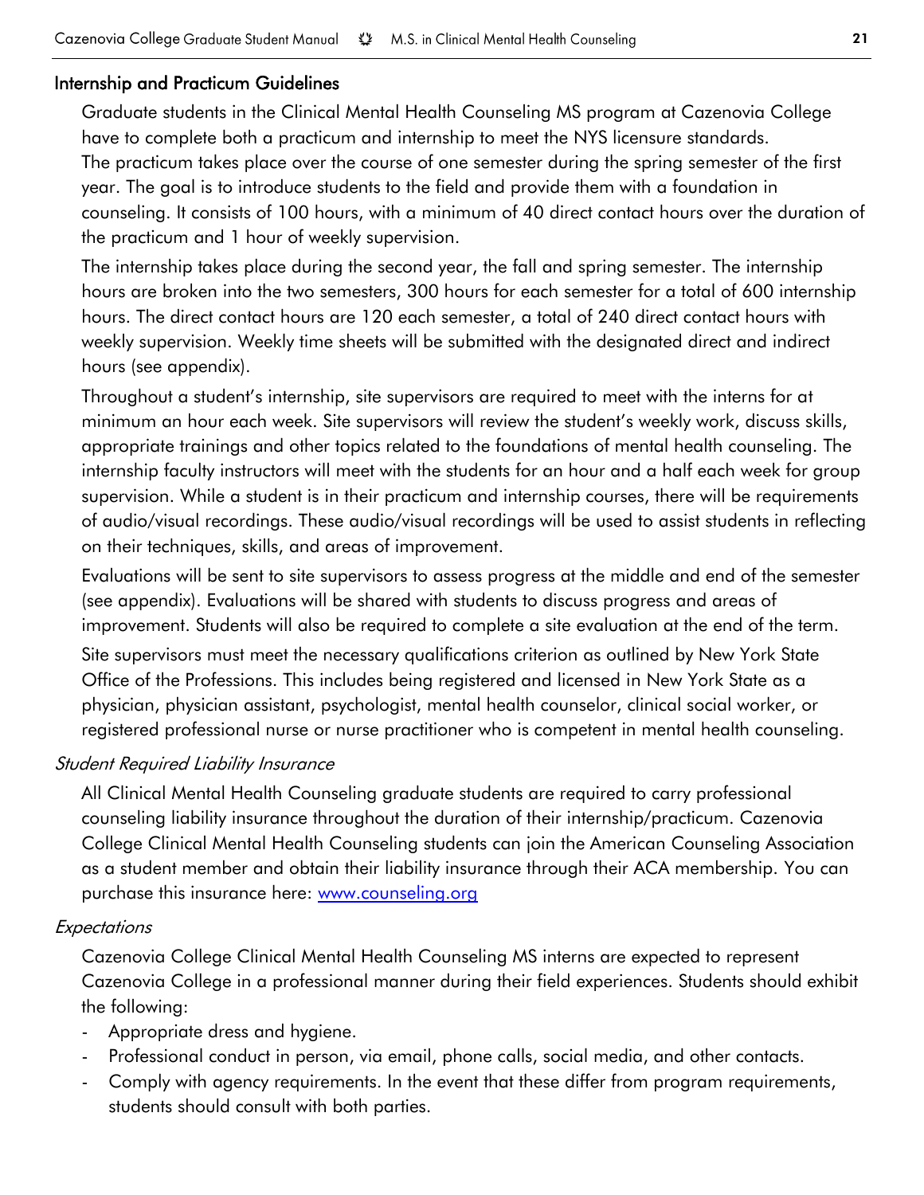## Internship and Practicum Guidelines

Graduate students in the Clinical Mental Health Counseling MS program at Cazenovia College have to complete both a practicum and internship to meet the NYS licensure standards. The practicum takes place over the course of one semester during the spring semester of the first year. The goal is to introduce students to the field and provide them with a foundation in counseling. It consists of 100 hours, with a minimum of 40 direct contact hours over the duration of the practicum and 1 hour of weekly supervision.

The internship takes place during the second year, the fall and spring semester. The internship hours are broken into the two semesters, 300 hours for each semester for a total of 600 internship hours. The direct contact hours are 120 each semester, a total of 240 direct contact hours with weekly supervision. Weekly time sheets will be submitted with the designated direct and indirect hours (see appendix).

Throughout a student's internship, site supervisors are required to meet with the interns for at minimum an hour each week. Site supervisors will review the student's weekly work, discuss skills, appropriate trainings and other topics related to the foundations of mental health counseling. The internship faculty instructors will meet with the students for an hour and a half each week for group supervision. While a student is in their practicum and internship courses, there will be requirements of audio/visual recordings. These audio/visual recordings will be used to assist students in reflecting on their techniques, skills, and areas of improvement.

Evaluations will be sent to site supervisors to assess progress at the middle and end of the semester (see appendix). Evaluations will be shared with students to discuss progress and areas of improvement. Students will also be required to complete a site evaluation at the end of the term.

Site supervisors must meet the necessary qualifications criterion as outlined by New York State Office of the Professions. This includes being registered and licensed in New York State as a physician, physician assistant, psychologist, mental health counselor, clinical social worker, or registered professional nurse or nurse practitioner who is competent in mental health counseling.

### *Student Required Liability Insurance*

All Clinical Mental Health Counseling graduate students are required to carry professional counseling liability insurance throughout the duration of their internship/practicum. Cazenovia College Clinical Mental Health Counseling students can join the American Counseling Association as a student member and obtain their liability insurance through their ACA membership. You can purchase this insurance here: [www.counseling.org](www.counseling.org)

### *Expectations*

Cazenovia College Clinical Mental Health Counseling MS interns are expected to represent Cazenovia College in a professional manner during their field experiences. Students should exhibit the following:

- Appropriate dress and hygiene.
- Professional conduct in person, via email, phone calls, social media, and other contacts.
- Comply with agency requirements. In the event that these differ from program requirements, students should consult with both parties.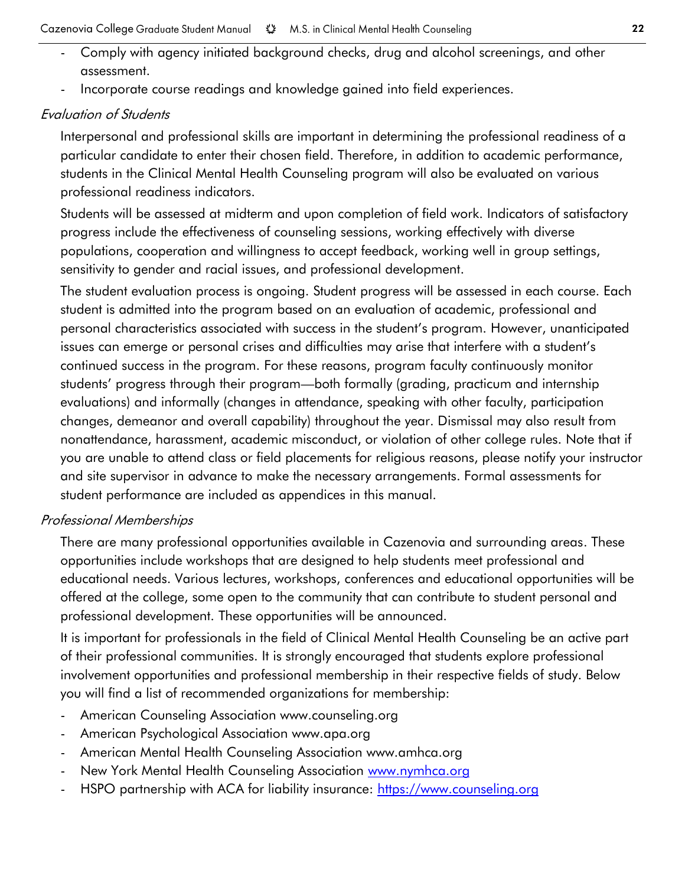- Comply with agency initiated background checks, drug and alcohol screenings, and other assessment.
- Incorporate course readings and knowledge gained into field experiences.

### *Evaluation of Students*

Interpersonal and professional skills are important in determining the professional readiness of a particular candidate to enter their chosen field. Therefore, in addition to academic performance, students in the Clinical Mental Health Counseling program will also be evaluated on various professional readiness indicators.

Students will be assessed at midterm and upon completion of field work. Indicators of satisfactory progress include the effectiveness of counseling sessions, working effectively with diverse populations, cooperation and willingness to accept feedback, working well in group settings, sensitivity to gender and racial issues, and professional development.

The student evaluation process is ongoing. Student progress will be assessed in each course. Each student is admitted into the program based on an evaluation of academic, professional and personal characteristics associated with success in the student's program. However, unanticipated issues can emerge or personal crises and difficulties may arise that interfere with a student's continued success in the program. For these reasons, program faculty continuously monitor students' progress through their program—both formally (grading, practicum and internship evaluations) and informally (changes in attendance, speaking with other faculty, participation changes, demeanor and overall capability) throughout the year. Dismissal may also result from nonattendance, harassment, academic misconduct, or violation of other college rules. Note that if you are unable to attend class or field placements for religious reasons, please notify your instructor and site supervisor in advance to make the necessary arrangements. Formal assessments for student performance are included as appendices in this manual.

### *Professional Memberships*

There are many professional opportunities available in Cazenovia and surrounding areas. These opportunities include workshops that are designed to help students meet professional and educational needs. Various lectures, workshops, conferences and educational opportunities will be offered at the college, some open to the community that can contribute to student personal and professional development. These opportunities will be announced.

It is important for professionals in the field of Clinical Mental Health Counseling be an active part of their professional communities. It is strongly encouraged that students explore professional involvement opportunities and professional membership in their respective fields of study. Below you will find a list of recommended organizations for membership:

- American Counseling Association www.counseling.org
- American Psychological Association www.apa.org
- American Mental Health Counseling Association www.amhca.org
- New York Mental Health Counseling Association [www.nymhca.org](www.nymhca.org)
- HSPO partnership with ACA for liability insurance: [https://www.counseling.org](https://www.counseling.org)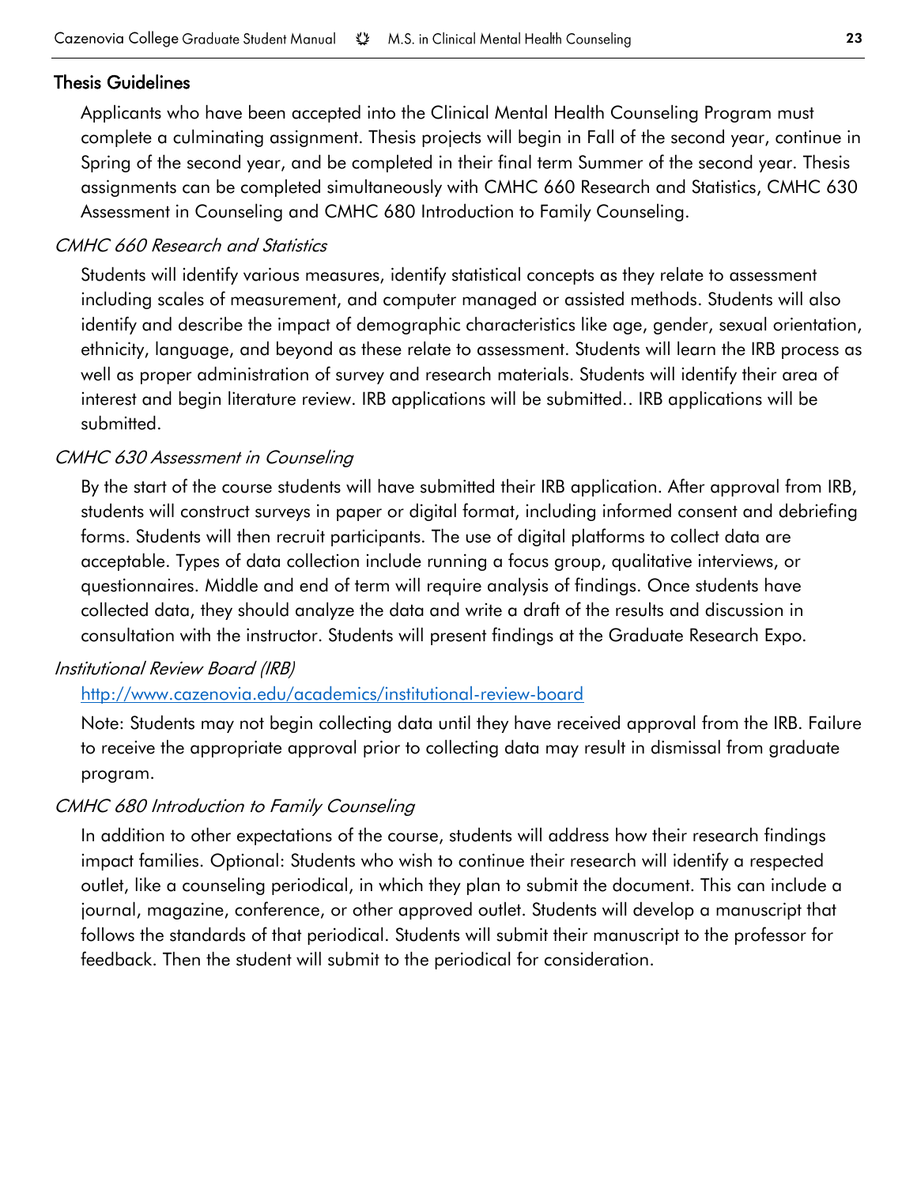## Thesis Guidelines

Applicants who have been accepted into the Clinical Mental Health Counseling Program must complete a culminating assignment. Thesis projects will begin in Fall of the second year, continue in Spring of the second year, and be completed in their final term Summer of the second year. Thesis assignments can be completed simultaneously with CMHC 660 Research and Statistics, CMHC 630 Assessment in Counseling and CMHC 680 Introduction to Family Counseling.

### *CMHC 660 Research and Statistics*

Students will identify various measures, identify statistical concepts as they relate to assessment including scales of measurement, and computer managed or assisted methods. Students will also identify and describe the impact of demographic characteristics like age, gender, sexual orientation, ethnicity, language, and beyond as these relate to assessment. Students will learn the IRB process as well as proper administration of survey and research materials. Students will identify their area of interest and begin literature review. IRB applications will be submitted.. IRB applications will be submitted.

### *CMHC 630 Assessment in Counseling*

By the start of the course students will have submitted their IRB application. After approval from IRB, students will construct surveys in paper or digital format, including informed consent and debriefing forms. Students will then recruit participants. The use of digital platforms to collect data are acceptable. Types of data collection include running a focus group, qualitative interviews, or questionnaires. Middle and end of term will require analysis of findings. Once students have collected data, they should analyze the data and write a draft of the results and discussion in consultation with the instructor. Students will present findings at the Graduate Research Expo.

### *Institutional Review Board (IRB)*

[http://www.cazenovia.edu/academics/institutional-review-board](http://www.cazenovia.edu/academics/institutional-review-board)

Note: Students may not begin collecting data until they have received approval from the IRB. Failure to receive the appropriate approval prior to collecting data may result in dismissal from graduate program.

### *CMHC 680 Introduction to Family Counseling*

In addition to other expectations of the course, students will address how their research findings impact families. Optional: Students who wish to continue their research will identify a respected outlet, like a counseling periodical, in which they plan to submit the document. This can include a journal, magazine, conference, or other approved outlet. Students will develop a manuscript that follows the standards of that periodical. Students will submit their manuscript to the professor for feedback. Then the student will submit to the periodical for consideration.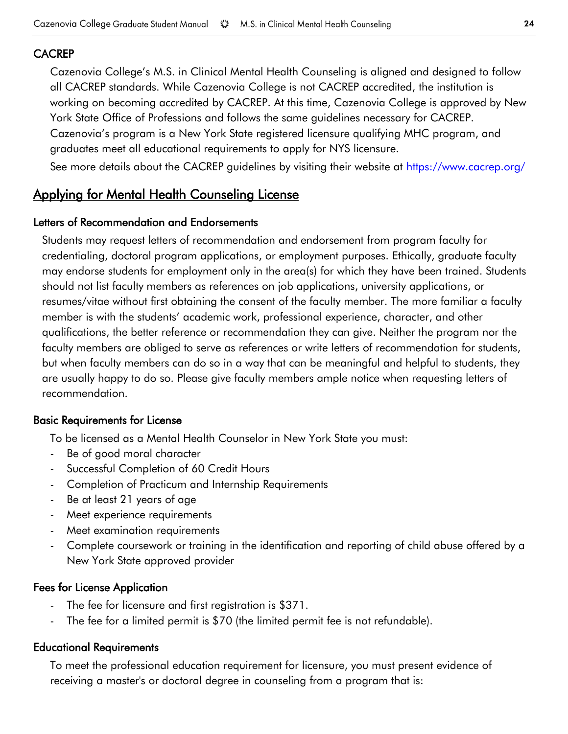### CACREP

Cazenovia College's M.S. in Clinical Mental Health Counseling is aligned and designed to follow all CACREP standards. While Cazenovia College is not CACREP accredited, the institution is working on becoming accredited by CACREP. At this time, Cazenovia College is approved by New York State Office of Professions and follows the same guidelines necessary for CACREP. Cazenovia's program is a New York State registered licensure qualifying MHC program, and graduates meet all educational requirements to apply for NYS licensure.

See more details about the CACREP guidelines by visiting their website at [https://www.cacrep.org/](https://www.cacrep.org/)

## Applying for Mental Health Counseling License

### Letters of Recommendation and Endorsements

Students may request letters of recommendation and endorsement from program faculty for credentialing, doctoral program applications, or employment purposes. Ethically, graduate faculty may endorse students for employment only in the area(s) for which they have been trained. Students should not list faculty members as references on job applications, university applications, or resumes/vitae without first obtaining the consent of the faculty member. The more familiar a faculty member is with the students' academic work, professional experience, character, and other qualifications, the better reference or recommendation they can give. Neither the program nor the faculty members are obliged to serve as references or write letters of recommendation for students, but when faculty members can do so in a way that can be meaningful and helpful to students, they are usually happy to do so. Please give faculty members ample notice when requesting letters of recommendation.

### Basic Requirements for License

To be licensed as a Mental Health Counselor in New York State you must:

- Be of good moral character
- Successful Completion of 60 Credit Hours
- Completion of Practicum and Internship Requirements
- Be at least 21 years of age
- Meet experience requirements
- Meet examination requirements
- Complete coursework or training in the identification and reporting of child abuse offered by a New York State approved provider

### Fees for License Application

- The fee for licensure and first registration is $371.
- The fee for a limited permit is $70 (the limited permit fee is not refundable).

### Educational Requirements

To meet the professional education requirement for licensure, you must present evidence of receiving a master's or doctoral degree in counseling from a program that is: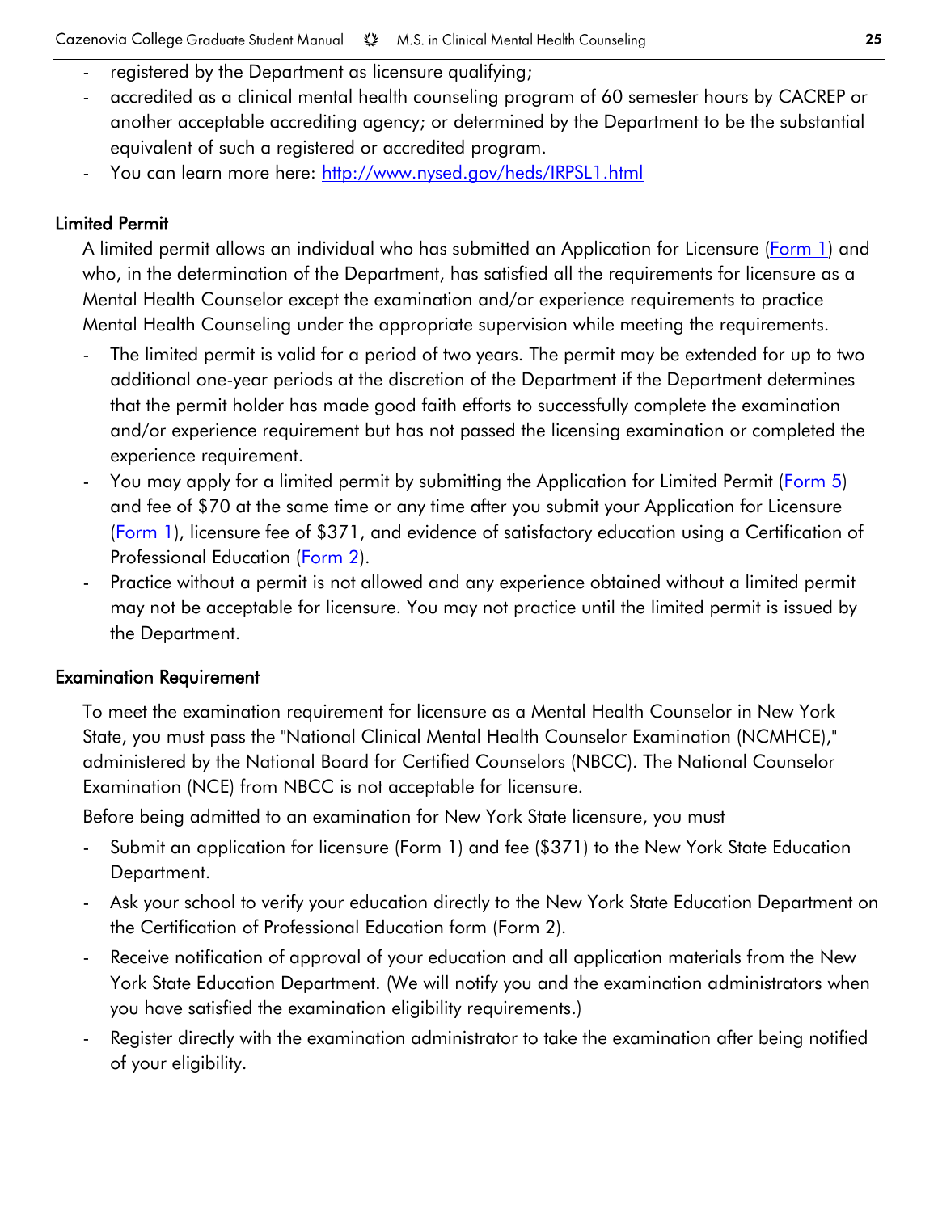- registered by the Department as licensure qualifying;
- accredited as a clinical mental health counseling program of 60 semester hours by CACREP or another acceptable accrediting agency; or determined by the Department to be the substantial equivalent of such a registered or accredited program.
- You can learn more here: [http://www.nysed.gov/heds/IRPSL1.html](http://www.nysed.gov/heds/IRPSL1.html)

### Limited Permit

A limited permit allows an individual who has submitted an Application for Licensure ([Form 1]()) and who, in the determination of the Department, has satisfied all the requirements for licensure as a Mental Health Counselor except the examination and/or experience requirements to practice Mental Health Counseling under the appropriate supervision while meeting the requirements.

- The limited permit is valid for a period of two years. The permit may be extended for up to two additional one-year periods at the discretion of the Department if the Department determines that the permit holder has made good faith efforts to successfully complete the examination and/or experience requirement but has not passed the licensing examination or completed the experience requirement.
- You may apply for a limited permit by submitting the Application for Limited Permit ([Form 5]()) and fee of $70 at the same time or any time after you submit your Application for Licensure ([Form 1]()), licensure fee of $371, and evidence of satisfactory education using a Certification of Professional Education ([Form 2]()).
- Practice without a permit is not allowed and any experience obtained without a limited permit may not be acceptable for licensure. You may not practice until the limited permit is issued by the Department.

### Examination Requirement

To meet the examination requirement for licensure as a Mental Health Counselor in New York State, you must pass the "National Clinical Mental Health Counselor Examination (NCMHCE)," administered by the National Board for Certified Counselors (NBCC). The National Counselor Examination (NCE) from NBCC is not acceptable for licensure.

Before being admitted to an examination for New York State licensure, you must

- Submit an application for licensure (Form 1) and fee ($371) to the New York State Education Department.
- Ask your school to verify your education directly to the New York State Education Department on the Certification of Professional Education form (Form 2).
- Receive notification of approval of your education and all application materials from the New York State Education Department. (We will notify you and the examination administrators when you have satisfied the examination eligibility requirements.)
- Register directly with the examination administrator to take the examination after being notified of your eligibility.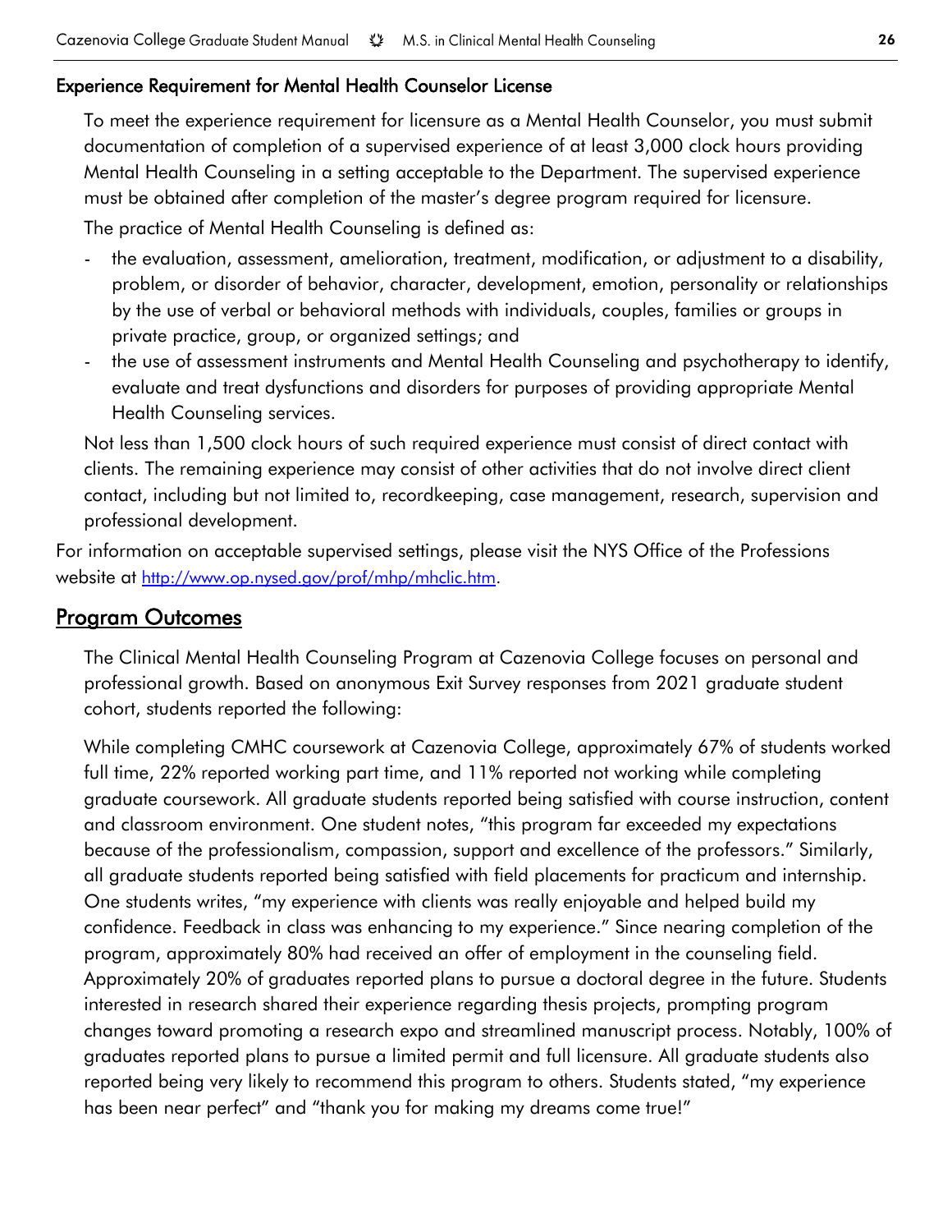### Experience Requirement for Mental Health Counselor License

To meet the experience requirement for licensure as a Mental Health Counselor, you must submit documentation of completion of a supervised experience of at least 3,000 clock hours providing Mental Health Counseling in a setting acceptable to the Department. The supervised experience must be obtained after completion of the master's degree program required for licensure.

The practice of Mental Health Counseling is defined as:

- the evaluation, assessment, amelioration, treatment, modification, or adjustment to a disability, problem, or disorder of behavior, character, development, emotion, personality or relationships by the use of verbal or behavioral methods with individuals, couples, families or groups in private practice, group, or organized settings; and
- the use of assessment instruments and Mental Health Counseling and psychotherapy to identify, evaluate and treat dysfunctions and disorders for purposes of providing appropriate Mental Health Counseling services.

Not less than 1,500 clock hours of such required experience must consist of direct contact with clients. The remaining experience may consist of other activities that do not involve direct client contact, including but not limited to, recordkeeping, case management, research, supervision and professional development.

For information on acceptable supervised settings, please visit the NYS Office of the Professions website at http://www.op.nysed.gov/prof/mhp/mhclic.htm.

## Program Outcomes

The Clinical Mental Health Counseling Program at Cazenovia College focuses on personal and professional growth. Based on anonymous Exit Survey responses from 2021 graduate student cohort, students reported the following:

While completing CMHC coursework at Cazenovia College, approximately 67% of students worked full time, 22% reported working part time, and 11% reported not working while completing graduate coursework. All graduate students reported being satisfied with course instruction, content and classroom environment. One student notes, "this program far exceeded my expectations because of the professionalism, compassion, support and excellence of the professors." Similarly, all graduate students reported being satisfied with field placements for practicum and internship. One students writes, "my experience with clients was really enjoyable and helped build my confidence. Feedback in class was enhancing to my experience." Since nearing completion of the program, approximately 80% had received an offer of employment in the counseling field. Approximately 20% of graduates reported plans to pursue a doctoral degree in the future. Students interested in research shared their experience regarding thesis projects, prompting program changes toward promoting a research expo and streamlined manuscript process. Notably, 100% of graduates reported plans to pursue a limited permit and full licensure. All graduate students also reported being very likely to recommend this program to others. Students stated, "my experience has been near perfect" and "thank you for making my dreams come true!"